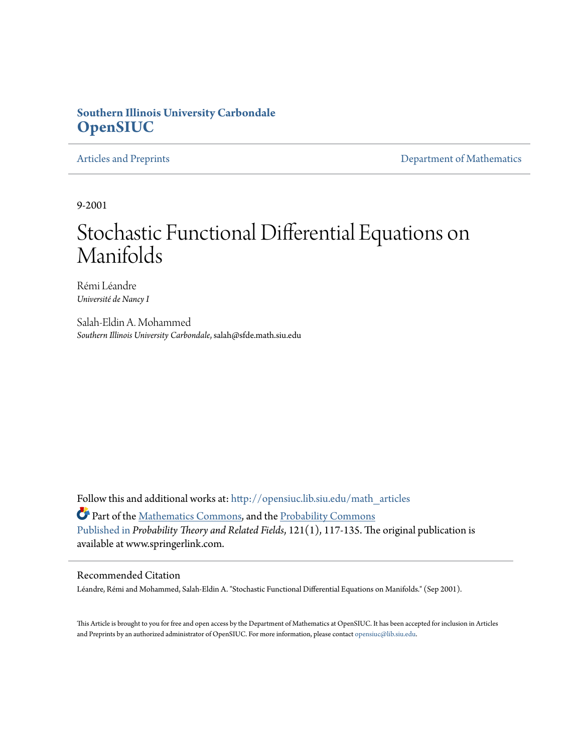**Southern Illinois University Carbondale**
**OpenSIUC**

Articles and Preprints | Department of Mathematics

9-2001

# Stochastic Functional Differential Equations on Manifolds

Rémi Léandre
*Université de Nancy I*

Salah-Eldin A. Mohammed
*Southern Illinois University Carbondale*, salah@sfde.math.siu.edu

Follow this and additional works at: http://opensiuc.lib.siu.edu/math_articles

Part of the Mathematics Commons, and the Probability Commons

Published in *Probability Theory and Related Fields*, 121(1), 117-135. The original publication is available at www.springerlink.com.

## Recommended Citation

Léandre, Rémi and Mohammed, Salah-Eldin A. "Stochastic Functional Differential Equations on Manifolds." (Sep 2001).

This Article is brought to you for free and open access by the Department of Mathematics at OpenSIUC. It has been accepted for inclusion in Articles and Preprints by an authorized administrator of OpenSIUC. For more information, please contact opensiuc@lib.siu.edu.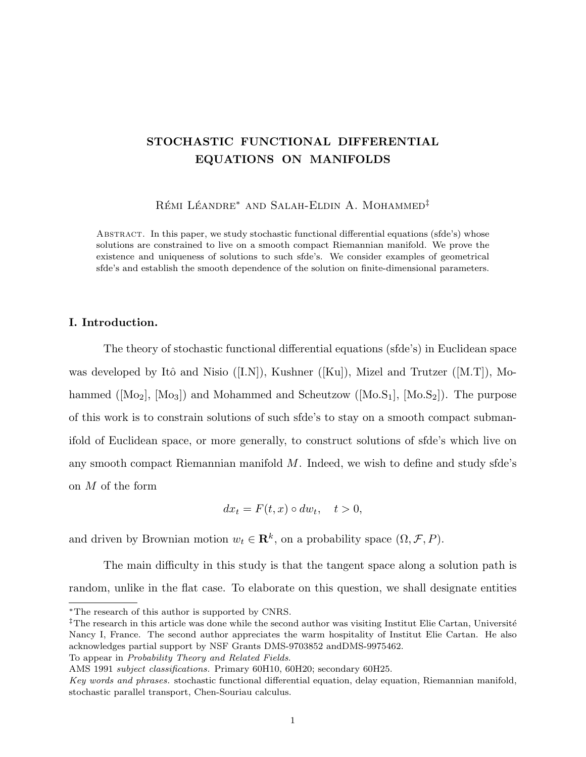# STOCHASTIC FUNCTIONAL DIFFERENTIAL EQUATIONS ON MANIFOLDS

Rémi Léandre* and Salah-Eldin A. Mohammed‡

Abstract. In this paper, we study stochastic functional differential equations (sfde's) whose solutions are constrained to live on a smooth compact Riemannian manifold. We prove the existence and uniqueness of solutions to such sfde's. We consider examples of geometrical sfde's and establish the smooth dependence of the solution on finite-dimensional parameters.

## I. Introduction.

The theory of stochastic functional differential equations (sfde's) in Euclidean space was developed by Itô and Nisio ([I.N]), Kushner ([Ku]), Mizel and Trutzer ([M.T]), Mohammed ([Mo$_2$], [Mo$_3$]) and Mohammed and Scheutzow ([Mo.S$_1$], [Mo.S$_2$]). The purpose of this work is to constrain solutions of such sfde's to stay on a smooth compact submanifold of Euclidean space, or more generally, to construct solutions of sfde's which live on any smooth compact Riemannian manifold $M$. Indeed, we wish to define and study sfde's on $M$ of the form

$$dx_t = F(t, x) \circ dw_t, \quad t > 0,$$

and driven by Brownian motion $w_t \in \mathbf{R}^k$, on a probability space $(\Omega, \mathcal{F}, P)$.

The main difficulty in this study is that the tangent space along a solution path is random, unlike in the flat case. To elaborate on this question, we shall designate entities

---

*The research of this author is supported by CNRS.

‡The research in this article was done while the second author was visiting Institut Elie Cartan, Université Nancy I, France. The second author appreciates the warm hospitality of Institut Elie Cartan. He also acknowledges partial support by NSF Grants DMS-9703852 andDMS-9975462.

To appear in *Probability Theory and Related Fields*.

AMS 1991 *subject classifications.* Primary 60H10, 60H20; secondary 60H25.

*Key words and phrases.* stochastic functional differential equation, delay equation, Riemannian manifold, stochastic parallel transport, Chen-Souriau calculus.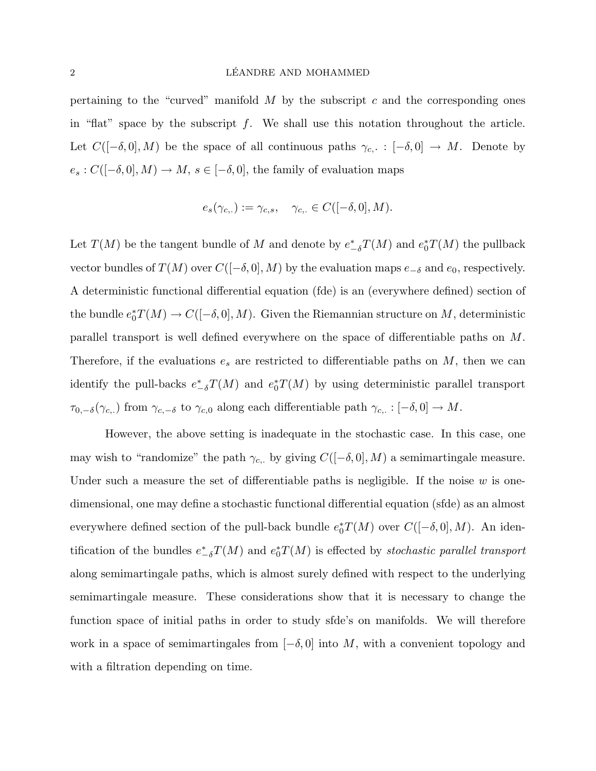pertaining to the "curved" manifold $M$ by the subscript $c$ and the corresponding ones in "flat" space by the subscript $f$. We shall use this notation throughout the article. Let $C([-\delta,0],M)$ be the space of all continuous paths $\gamma_{c,\cdot} : [-\delta,0] \to M$. Denote by $e_s : C([-\delta,0],M) \to M$, $s \in [-\delta,0]$, the family of evaluation maps

$$e_s(\gamma_{c,\cdot}) := \gamma_{c,s}, \quad \gamma_{c,\cdot} \in C([-\delta,0],M).$$

Let $T(M)$ be the tangent bundle of $M$ and denote by $e_{-\delta}^* T(M)$ and $e_0^* T(M)$ the pullback vector bundles of $T(M)$ over $C([-\delta,0],M)$ by the evaluation maps $e_{-\delta}$ and $e_0$, respectively. A deterministic functional differential equation (fde) is an (everywhere defined) section of the bundle $e_0^* T(M) \to C([-\delta,0],M)$. Given the Riemannian structure on $M$, deterministic parallel transport is well defined everywhere on the space of differentiable paths on $M$. Therefore, if the evaluations $e_s$ are restricted to differentiable paths on $M$, then we can identify the pull-backs $e_{-\delta}^* T(M)$ and $e_0^* T(M)$ by using deterministic parallel transport $\tau_{0,-\delta}(\gamma_{c,\cdot})$ from $\gamma_{c,-\delta}$ to $\gamma_{c,0}$ along each differentiable path $\gamma_{c,\cdot} : [-\delta,0] \to M$.

However, the above setting is inadequate in the stochastic case. In this case, one may wish to "randomize" the path $\gamma_{c,\cdot}$ by giving $C([-\delta,0],M)$ a semimartingale measure. Under such a measure the set of differentiable paths is negligible. If the noise $w$ is one-dimensional, one may define a stochastic functional differential equation (sfde) as an almost everywhere defined section of the pull-back bundle $e_0^* T(M)$ over $C([-\delta,0],M)$. An identification of the bundles $e_{-\delta}^* T(M)$ and $e_0^* T(M)$ is effected by *stochastic parallel transport* along semimartingale paths, which is almost surely defined with respect to the underlying semimartingale measure. These considerations show that it is necessary to change the function space of initial paths in order to study sfde's on manifolds. We will therefore work in a space of semimartingales from $[-\delta,0]$ into $M$, with a convenient topology and with a filtration depending on time.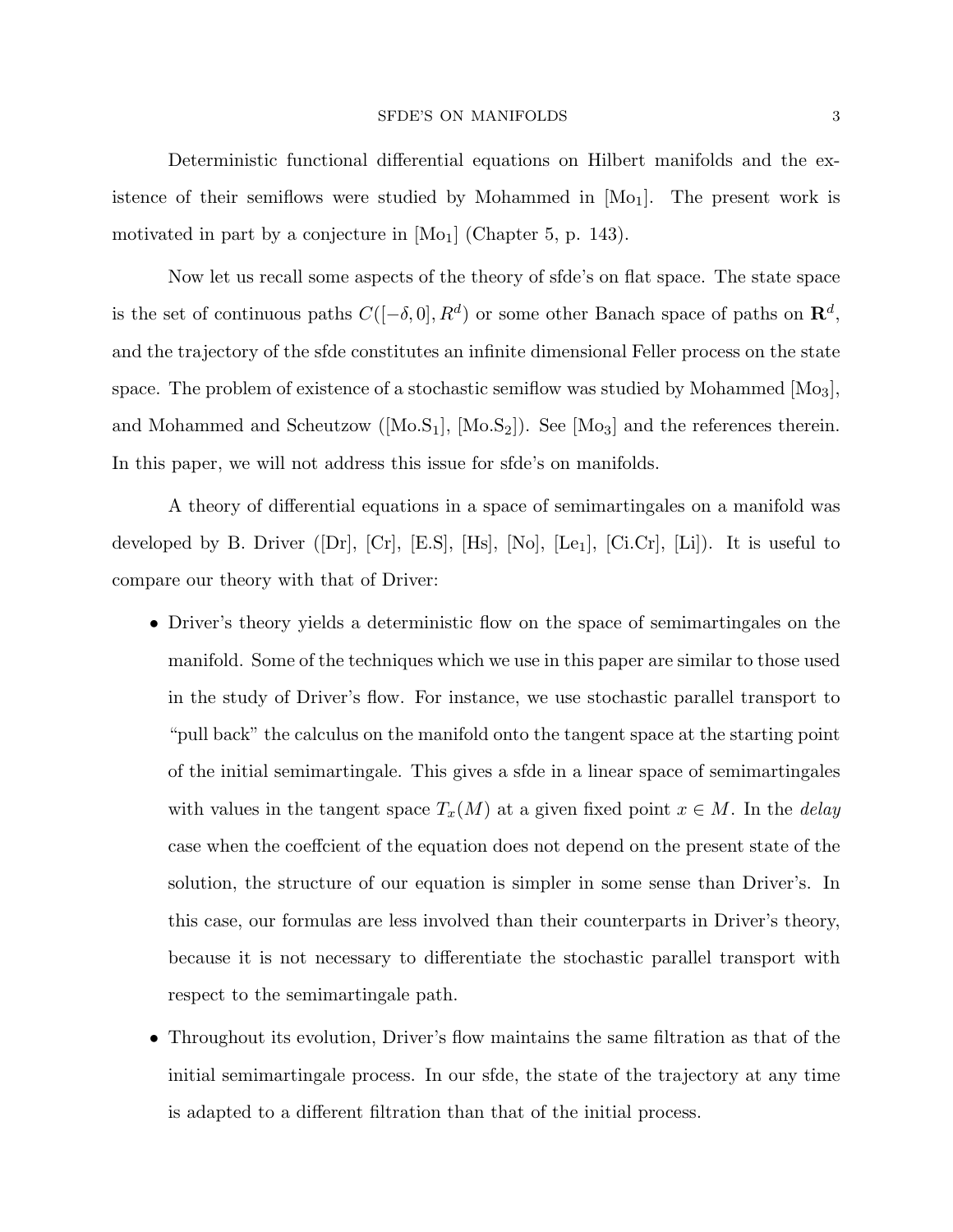Deterministic functional differential equations on Hilbert manifolds and the existence of their semiflows were studied by Mohammed in [Mo$_1$]. The present work is motivated in part by a conjecture in [Mo$_1$] (Chapter 5, p. 143).

Now let us recall some aspects of the theory of sfde's on flat space. The state space is the set of continuous paths $C([-\delta, 0], R^d)$ or some other Banach space of paths on $\mathbf{R}^d$, and the trajectory of the sfde constitutes an infinite dimensional Feller process on the state space. The problem of existence of a stochastic semiflow was studied by Mohammed [Mo$_3$], and Mohammed and Scheutzow ([Mo.S$_1$], [Mo.S$_2$]). See [Mo$_3$] and the references therein. In this paper, we will not address this issue for sfde's on manifolds.

A theory of differential equations in a space of semimartingales on a manifold was developed by B. Driver ([Dr], [Cr], [E.S], [Hs], [No], [Le$_1$], [Ci.Cr], [Li]). It is useful to compare our theory with that of Driver:

- Driver's theory yields a deterministic flow on the space of semimartingales on the manifold. Some of the techniques which we use in this paper are similar to those used in the study of Driver's flow. For instance, we use stochastic parallel transport to "pull back" the calculus on the manifold onto the tangent space at the starting point of the initial semimartingale. This gives a sfde in a linear space of semimartingales with values in the tangent space $T_x(M)$ at a given fixed point $x \in M$. In the *delay* case when the coeffcient of the equation does not depend on the present state of the solution, the structure of our equation is simpler in some sense than Driver's. In this case, our formulas are less involved than their counterparts in Driver's theory, because it is not necessary to differentiate the stochastic parallel transport with respect to the semimartingale path.
- Throughout its evolution, Driver's flow maintains the same filtration as that of the initial semimartingale process. In our sfde, the state of the trajectory at any time is adapted to a different filtration than that of the initial process.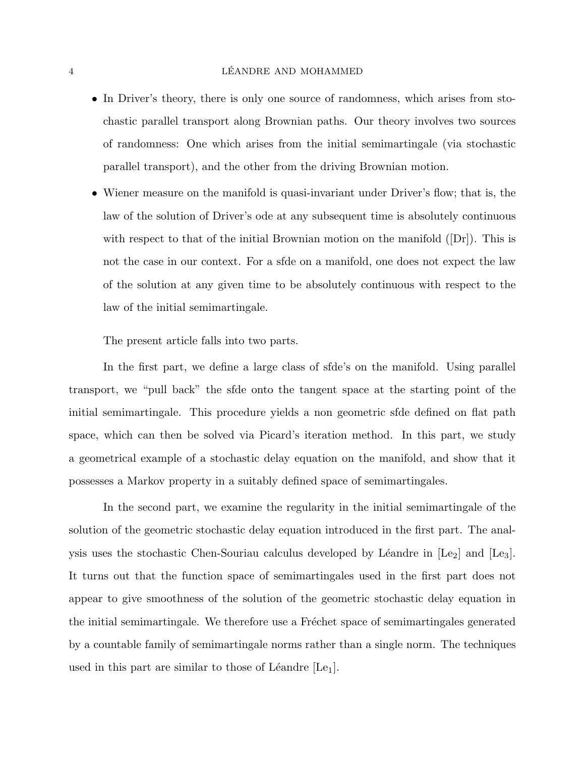- In Driver's theory, there is only one source of randomness, which arises from stochastic parallel transport along Brownian paths. Our theory involves two sources of randomness: One which arises from the initial semimartingale (via stochastic parallel transport), and the other from the driving Brownian motion.
- Wiener measure on the manifold is quasi-invariant under Driver's flow; that is, the law of the solution of Driver's ode at any subsequent time is absolutely continuous with respect to that of the initial Brownian motion on the manifold ([Dr]). This is not the case in our context. For a sfde on a manifold, one does not expect the law of the solution at any given time to be absolutely continuous with respect to the law of the initial semimartingale.

The present article falls into two parts.

In the first part, we define a large class of sfde's on the manifold. Using parallel transport, we "pull back" the sfde onto the tangent space at the starting point of the initial semimartingale. This procedure yields a non geometric sfde defined on flat path space, which can then be solved via Picard's iteration method. In this part, we study a geometrical example of a stochastic delay equation on the manifold, and show that it possesses a Markov property in a suitably defined space of semimartingales.

In the second part, we examine the regularity in the initial semimartingale of the solution of the geometric stochastic delay equation introduced in the first part. The analysis uses the stochastic Chen-Souriau calculus developed by Léandre in [$\mathrm{Le}_2$] and [$\mathrm{Le}_3$]. It turns out that the function space of semimartingales used in the first part does not appear to give smoothness of the solution of the geometric stochastic delay equation in the initial semimartingale. We therefore use a Fréchet space of semimartingales generated by a countable family of semimartingale norms rather than a single norm. The techniques used in this part are similar to those of Léandre [$\mathrm{Le}_1$].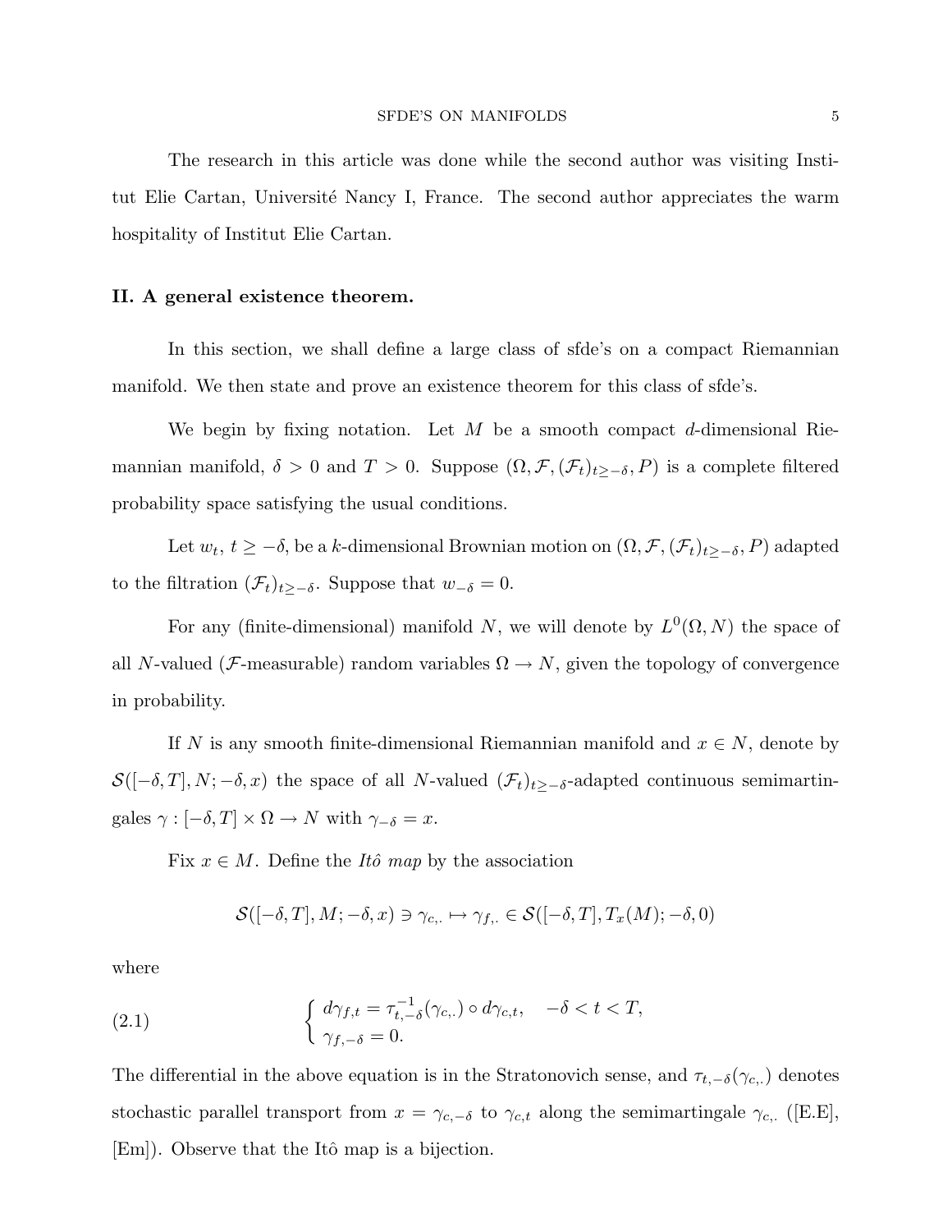The research in this article was done while the second author was visiting Institut Elie Cartan, Université Nancy I, France. The second author appreciates the warm hospitality of Institut Elie Cartan.

## II. A general existence theorem.

In this section, we shall define a large class of sfde's on a compact Riemannian manifold. We then state and prove an existence theorem for this class of sfde's.

We begin by fixing notation. Let $M$ be a smooth compact $d$-dimensional Riemannian manifold, $\delta > 0$ and $T > 0$. Suppose $(\Omega, \mathcal{F}, (\mathcal{F}_t)_{t \geq -\delta}, P)$ is a complete filtered probability space satisfying the usual conditions.

Let $w_t$, $t \geq -\delta$, be a $k$-dimensional Brownian motion on $(\Omega, \mathcal{F}, (\mathcal{F}_t)_{t \geq -\delta}, P)$ adapted to the filtration $(\mathcal{F}_t)_{t \geq -\delta}$. Suppose that $w_{-\delta} = 0$.

For any (finite-dimensional) manifold $N$, we will denote by $L^0(\Omega, N)$ the space of all $N$-valued ($\mathcal{F}$-measurable) random variables $\Omega \to N$, given the topology of convergence in probability.

If $N$ is any smooth finite-dimensional Riemannian manifold and $x \in N$, denote by $\mathcal{S}([-\delta, T], N; -\delta, x)$ the space of all $N$-valued $(\mathcal{F}_t)_{t \geq -\delta}$-adapted continuous semimartingales $\gamma : [-\delta, T] \times \Omega \to N$ with $\gamma_{-\delta} = x$.

Fix $x \in M$. Define the *Itô map* by the association

$$\mathcal{S}([-\delta, T], M; -\delta, x) \ni \gamma_{c,\cdot} \mapsto \gamma_{f,\cdot} \in \mathcal{S}([-\delta, T], T_x(M); -\delta, 0)$$

where

$$\left\{ \begin{array}{l} d\gamma_{f,t} = \tau_{t,-\delta}^{-1}(\gamma_{c,\cdot}) \circ d\gamma_{c,t}, \quad -\delta < t < T, \\ \gamma_{f,-\delta} = 0. \end{array} \right. \tag{2.1}$$

The differential in the above equation is in the Stratonovich sense, and $\tau_{t,-\delta}(\gamma_{c,\cdot})$ denotes stochastic parallel transport from $x = \gamma_{c,-\delta}$ to $\gamma_{c,t}$ along the semimartingale $\gamma_{c,\cdot}$ ([E.E], [Em]). Observe that the Itô map is a bijection.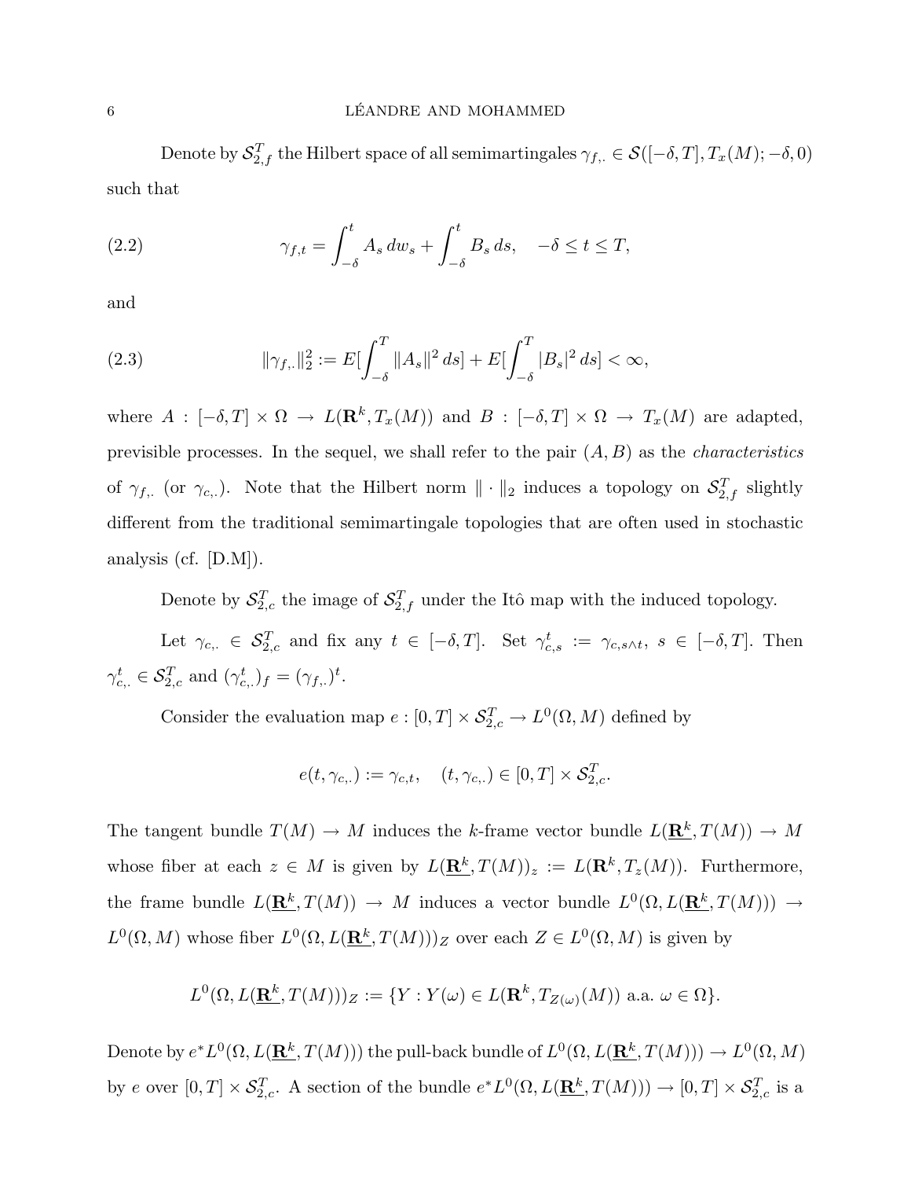Denote by $\mathcal{S}^T_{2,f}$ the Hilbert space of all semimartingales $\gamma_{f,\cdot} \in \mathcal{S}([-\delta, T], T_x(M); -\delta, 0)$ such that

$$\gamma_{f,t} = \int_{-\delta}^{t} A_s \, dw_s + \int_{-\delta}^{t} B_s \, ds, \quad -\delta \leq t \leq T, \tag{2.2}$$

and

$$\|\gamma_{f,\cdot}\|_2^2 := E[\int_{-\delta}^{T} \|A_s\|^2 \, ds] + E[\int_{-\delta}^{T} |B_s|^2 \, ds] < \infty, \tag{2.3}$$

where $A : [-\delta, T] \times \Omega \to L(\mathbf{R}^k, T_x(M))$ and $B : [-\delta, T] \times \Omega \to T_x(M)$ are adapted, previsible processes. In the sequel, we shall refer to the pair $(A, B)$ as the *characteristics* of $\gamma_{f,\cdot}$ (or $\gamma_{c,\cdot}$). Note that the Hilbert norm $\| \cdot \|_2$ induces a topology on $\mathcal{S}^T_{2,f}$ slightly different from the traditional semimartingale topologies that are often used in stochastic analysis (cf. [D.M]).

Denote by $\mathcal{S}^T_{2,c}$ the image of $\mathcal{S}^T_{2,f}$ under the Itô map with the induced topology.

Let $\gamma_{c,\cdot} \in \mathcal{S}^T_{2,c}$ and fix any $t \in [-\delta, T]$. Set $\gamma^t_{c,s} := \gamma_{c,s\wedge t}$, $s \in [-\delta, T]$. Then $\gamma^t_{c,\cdot} \in \mathcal{S}^T_{2,c}$ and $(\gamma^t_{c,\cdot})_f = (\gamma_{f,\cdot})^t$.

Consider the evaluation map $e : [0, T] \times \mathcal{S}^T_{2,c} \to L^0(\Omega, M)$ defined by

$$e(t, \gamma_{c,\cdot}) := \gamma_{c,t}, \quad (t, \gamma_{c,\cdot}) \in [0, T] \times \mathcal{S}^T_{2,c}.$$

The tangent bundle $T(M) \to M$ induces the $k$-frame vector bundle $L(\underline{\mathbf{R}^k}, T(M)) \to M$ whose fiber at each $z \in M$ is given by $L(\underline{\mathbf{R}^k}, T(M))_z := L(\mathbf{R}^k, T_z(M))$. Furthermore, the frame bundle $L(\underline{\mathbf{R}^k}, T(M)) \to M$ induces a vector bundle $L^0(\Omega, L(\underline{\mathbf{R}^k}, T(M))) \to L^0(\Omega, M)$ whose fiber $L^0(\Omega, L(\underline{\mathbf{R}^k}, T(M)))_Z$ over each $Z \in L^0(\Omega, M)$ is given by

$$L^0(\Omega, L(\underline{\mathbf{R}^k}, T(M)))_Z := \{Y : Y(\omega) \in L(\mathbf{R}^k, T_{Z(\omega)}(M)) \text{ a.a. } \omega \in \Omega\}.$$

Denote by $e^* L^0(\Omega, L(\underline{\mathbf{R}^k}, T(M)))$ the pull-back bundle of $L^0(\Omega, L(\underline{\mathbf{R}^k}, T(M))) \to L^0(\Omega, M)$ by $e$ over $[0, T] \times \mathcal{S}^T_{2,c}$. A section of the bundle $e^* L^0(\Omega, L(\underline{\mathbf{R}^k}, T(M))) \to [0, T] \times \mathcal{S}^T_{2,c}$ is a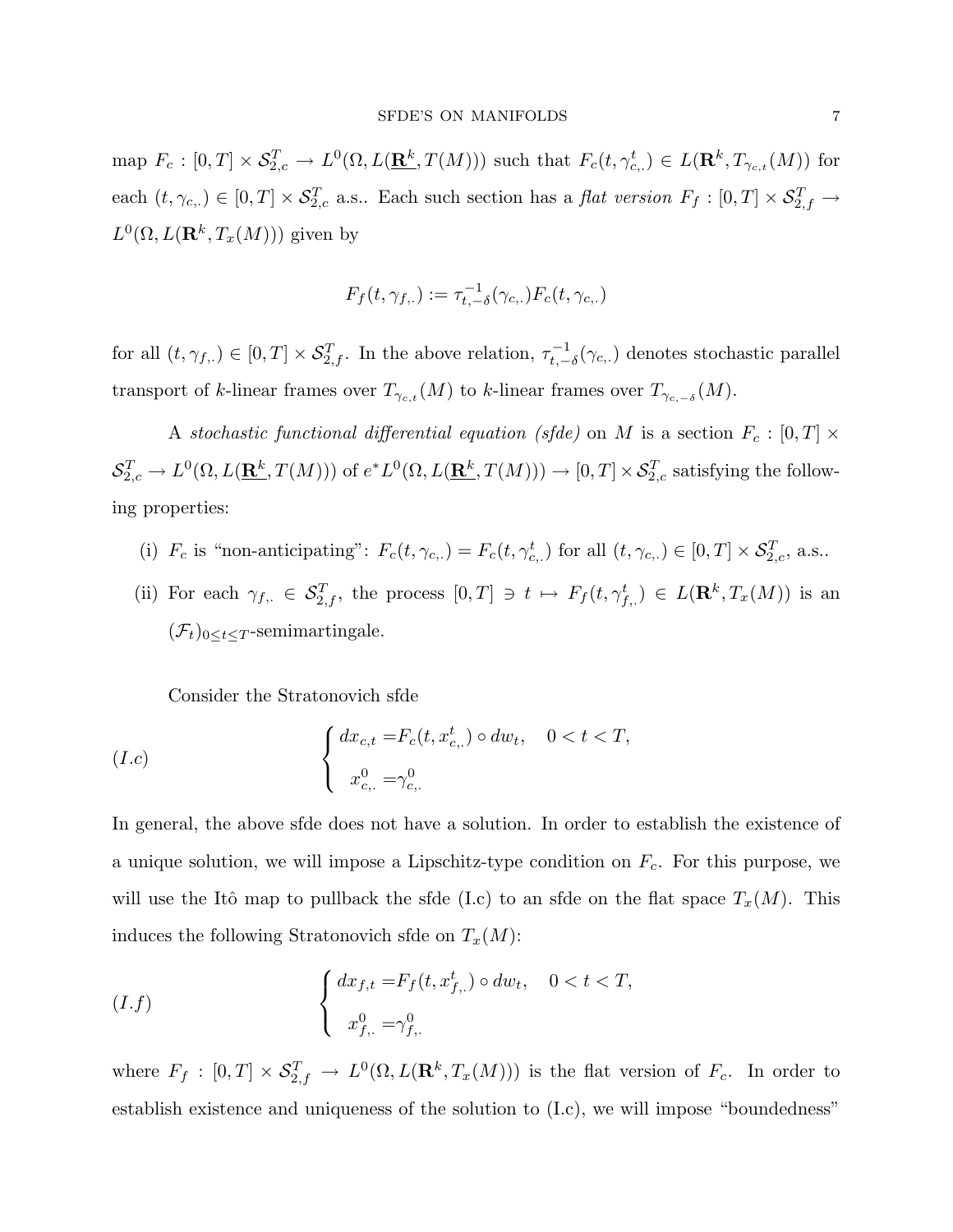map $F_c : [0,T] \times \mathcal{S}_{2,c}^T \to L^0(\Omega, L(\underline{\mathbf{R}}^k, T(M)))$ such that $F_c(t, \gamma_{c,\cdot}^t) \in L(\mathbf{R}^k, T_{\gamma_{c,t}}(M))$ for each $(t, \gamma_{c,\cdot}) \in [0,T] \times \mathcal{S}_{2,c}^T$ a.s.. Each such section has a *flat version* $F_f : [0,T] \times \mathcal{S}_{2,f}^T \to L^0(\Omega, L(\mathbf{R}^k, T_x(M)))$ given by

$$F_f(t, \gamma_{f,\cdot}) := \tau_{t,-\delta}^{-1}(\gamma_{c,\cdot}) F_c(t, \gamma_{c,\cdot})$$

for all $(t, \gamma_{f,\cdot}) \in [0,T] \times \mathcal{S}_{2,f}^T$. In the above relation, $\tau_{t,-\delta}^{-1}(\gamma_{c,\cdot})$ denotes stochastic parallel transport of $k$-linear frames over $T_{\gamma_{c,t}}(M)$ to $k$-linear frames over $T_{\gamma_{c,-\delta}}(M)$.

A *stochastic functional differential equation (sfde)* on $M$ is a section $F_c : [0,T] \times \mathcal{S}_{2,c}^T \to L^0(\Omega, L(\underline{\mathbf{R}}^k, T(M)))$ of $e^* L^0(\Omega, L(\underline{\mathbf{R}}^k, T(M))) \to [0,T] \times \mathcal{S}_{2,c}^T$ satisfying the following properties:

(i) $F_c$ is "non-anticipating": $F_c(t, \gamma_{c,\cdot}) = F_c(t, \gamma_{c,\cdot}^t)$ for all $(t, \gamma_{c,\cdot}) \in [0,T] \times \mathcal{S}_{2,c}^T$, a.s..

(ii) For each $\gamma_{f,\cdot} \in \mathcal{S}_{2,f}^T$, the process $[0,T] \ni t \mapsto F_f(t, \gamma_{f,\cdot}^t) \in L(\mathbf{R}^k, T_x(M))$ is an $(\mathcal{F}_t)_{0 \le t \le T}$-semimartingale.

Consider the Stratonovich sfde

$$(I.c) \qquad \begin{cases} dx_{c,t} = F_c(t, x_{c,\cdot}^t) \circ dw_t, \quad 0 < t < T, \\ \ x_{c,\cdot}^0 = \gamma_{c,\cdot}^0 \end{cases}$$

In general, the above sfde does not have a solution. In order to establish the existence of a unique solution, we will impose a Lipschitz-type condition on $F_c$. For this purpose, we will use the Itô map to pullback the sfde (I.c) to an sfde on the flat space $T_x(M)$. This induces the following Stratonovich sfde on $T_x(M)$:

$$(I.f) \qquad \begin{cases} dx_{f,t} = F_f(t, x_{f,\cdot}^t) \circ dw_t, \quad 0 < t < T, \\ \ x_{f,\cdot}^0 = \gamma_{f,\cdot}^0 \end{cases}$$

where $F_f : [0,T] \times \mathcal{S}_{2,f}^T \to L^0(\Omega, L(\mathbf{R}^k, T_x(M)))$ is the flat version of $F_c$. In order to establish existence and uniqueness of the solution to (I.c), we will impose "boundedness"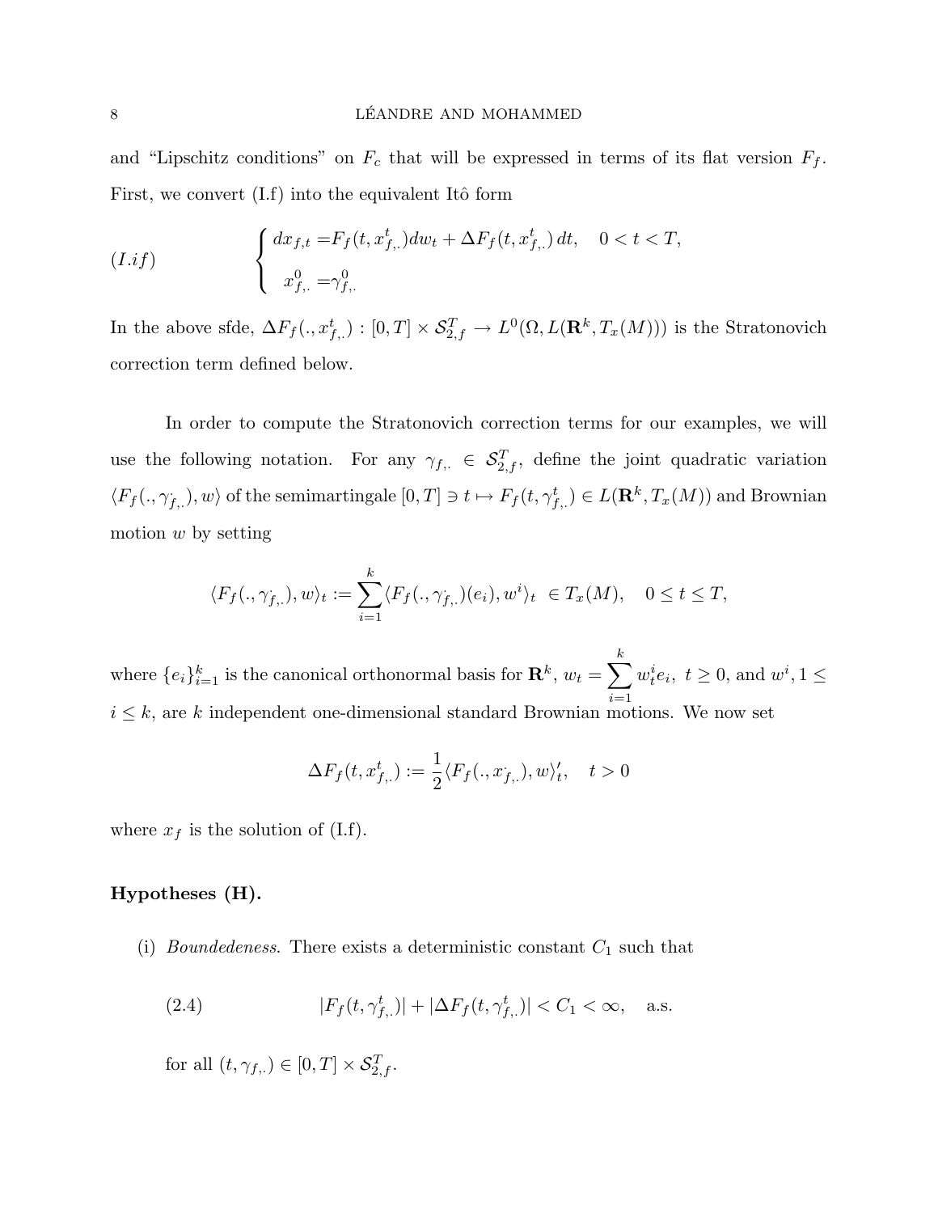and "Lipschitz conditions" on $F_c$ that will be expressed in terms of its flat version $F_f$. First, we convert (I.f) into the equivalent Itô form

$$
(I.if) \qquad \begin{cases} dx_{f,t} = F_f(t, x^t_{f,.})dw_t + \Delta F_f(t, x^t_{f,.})\, dt, \quad 0 < t < T, \\ \\ \ \ x^0_{f,.} = \gamma^0_{f,.} \end{cases}
$$

In the above sfde, $\Delta F_f(., x^t_{f,.}) : [0,T] \times \mathcal{S}^T_{2,f} \to L^0(\Omega, L(\mathbf{R}^k, T_x(M)))$ is the Stratonovich correction term defined below.

In order to compute the Stratonovich correction terms for our examples, we will use the following notation. For any $\gamma_{f,.} \in \mathcal{S}^T_{2,f}$, define the joint quadratic variation $\langle F_f(., \gamma_{f,.}), w\rangle$ of the semimartingale $[0,T] \ni t \mapsto F_f(t, \gamma^t_{f,.}) \in L(\mathbf{R}^k, T_x(M))$ and Brownian motion $w$ by setting

$$
\langle F_f(., \gamma_{f,.}), w\rangle_t := \sum_{i=1}^{k} \langle F_f(., \gamma_{f,.})(e_i), w^i\rangle_t \ \in T_x(M), \quad 0 \le t \le T,
$$

where $\{e_i\}_{i=1}^k$ is the canonical orthonormal basis for $\mathbf{R}^k$, $w_t = \sum_{i=1}^{k} w^i_t e_i,\ t \ge 0$, and $w^i, 1 \le i \le k$, are $k$ independent one-dimensional standard Brownian motions. We now set

$$
\Delta F_f(t, x^t_{f,.}) := \frac{1}{2}\langle F_f(., x_{f,.}), w\rangle'_t, \quad t > 0
$$

where $x_f$ is the solution of (I.f).

**Hypotheses (H).**

(i) *Boundededeness.* There exists a deterministic constant $C_1$ such that

$$
(2.4) \qquad |F_f(t, \gamma^t_{f,.})| + |\Delta F_f(t, \gamma^t_{f,.})| < C_1 < \infty, \quad \text{a.s.}
$$

for all $(t, \gamma_{f,.}) \in [0,T] \times \mathcal{S}^T_{2,f}$.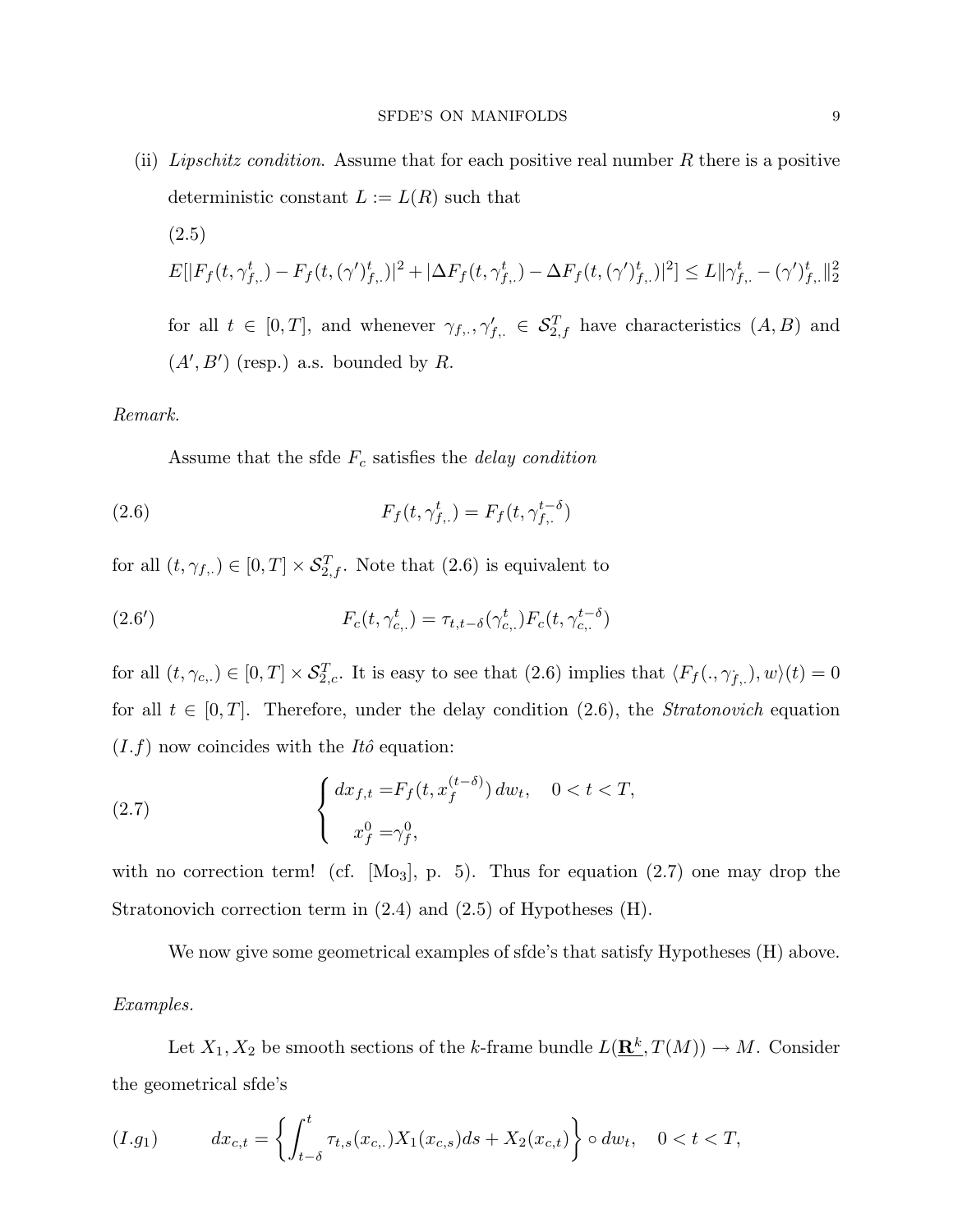(ii) *Lipschitz condition.* Assume that for each positive real number $R$ there is a positive deterministic constant $L := L(R)$ such that

(2.5)

$$E[|F_f(t, \gamma_{f,.}^t) - F_f(t, (\gamma')_{f,.}^t)|^2 + |\Delta F_f(t, \gamma_{f,.}^t) - \Delta F_f(t, (\gamma')_{f,.}^t)|^2] \leq L\|\gamma_{f,.}^t - (\gamma')_{f,.}^t\|_2^2$$

for all $t \in [0, T]$, and whenever $\gamma_{f,.}, \gamma'_{f,.} \in \mathcal{S}_{2,f}^T$ have characteristics $(A, B)$ and $(A', B')$ (resp.) a.s. bounded by $R$.

*Remark.*

Assume that the sfde $F_c$ satisfies the *delay condition*

$$F_f(t, \gamma_{f,.}^t) = F_f(t, \gamma_{f,.}^{t-\delta}) \tag{2.6}$$

for all $(t, \gamma_{f,.}) \in [0, T] \times \mathcal{S}_{2,f}^T$. Note that (2.6) is equivalent to

$$F_c(t, \gamma_{c,.}^t) = \tau_{t,t-\delta}(\gamma_{c,.}^t) F_c(t, \gamma_{c,.}^{t-\delta}) \tag{2.6$'$}$$

for all $(t, \gamma_{c,.}) \in [0, T] \times \mathcal{S}_{2,c}^T$. It is easy to see that (2.6) implies that $\langle F_f(., \gamma_{f,.}), w\rangle(t) = 0$ for all $t \in [0, T]$. Therefore, under the delay condition (2.6), the *Stratonovich* equation $(I.f)$ now coincides with the *Itô* equation:

$$\begin{cases} dx_{f,t} = F_f(t, x_f^{(t-\delta)})\, dw_t, \quad 0 < t < T, \\ \quad x_f^0 = \gamma_f^0, \end{cases} \tag{2.7}$$

with no correction term! (cf. [Mo$_3$], p. 5). Thus for equation (2.7) one may drop the Stratonovich correction term in (2.4) and (2.5) of Hypotheses (H).

We now give some geometrical examples of sfde's that satisfy Hypotheses (H) above.

*Examples.*

Let $X_1, X_2$ be smooth sections of the $k$-frame bundle $L(\underline{\mathbf{R}}^k, T(M)) \to M$. Consider the geometrical sfde's

$$dx_{c,t} = \left\{ \int_{t-\delta}^{t} \tau_{t,s}(x_{c,.}) X_1(x_{c,s}) ds + X_2(x_{c,t}) \right\} \circ dw_t, \quad 0 < t < T, \tag{$I.g_1$}$$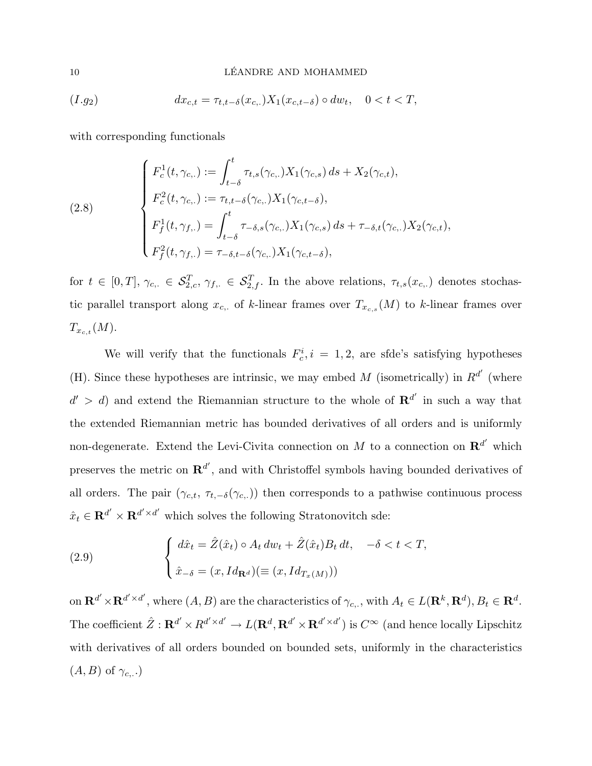$$(I.g_2) \qquad dx_{c,t} = \tau_{t,t-\delta}(x_{c,.})X_1(x_{c,t-\delta}) \circ dw_t, \quad 0 < t < T,$$

with corresponding functionals

$$(2.8) \qquad \begin{cases} F_c^1(t, \gamma_{c,.}) := \displaystyle\int_{t-\delta}^{t} \tau_{t,s}(\gamma_{c,.})X_1(\gamma_{c,s})\, ds + X_2(\gamma_{c,t}), \\ F_c^2(t, \gamma_{c,.}) := \tau_{t,t-\delta}(\gamma_{c,.})X_1(\gamma_{c,t-\delta}), \\ F_f^1(t, \gamma_{f,.}) = \displaystyle\int_{t-\delta}^{t} \tau_{-\delta,s}(\gamma_{c,.})X_1(\gamma_{c,s})\, ds + \tau_{-\delta,t}(\gamma_{c,.})X_2(\gamma_{c,t}), \\ F_f^2(t, \gamma_{f,.}) = \tau_{-\delta,t-\delta}(\gamma_{c,.})X_1(\gamma_{c,t-\delta}), \end{cases}$$

for $t \in [0,T]$, $\gamma_{c,.} \in \mathcal{S}_{2,c}^T$, $\gamma_{f,.} \in \mathcal{S}_{2,f}^T$. In the above relations, $\tau_{t,s}(x_{c,.})$ denotes stochastic parallel transport along $x_{c,.}$ of $k$-linear frames over $T_{x_{c,s}}(M)$ to $k$-linear frames over $T_{x_{c,t}}(M)$.

We will verify that the functionals $F_c^i, i = 1,2$, are sfde's satisfying hypotheses (H). Since these hypotheses are intrinsic, we may embed $M$ (isometrically) in $R^{d'}$ (where $d' > d$) and extend the Riemannian structure to the whole of $\mathbf{R}^{d'}$ in such a way that the extended Riemannian metric has bounded derivatives of all orders and is uniformly non-degenerate. Extend the Levi-Civita connection on $M$ to a connection on $\mathbf{R}^{d'}$ which preserves the metric on $\mathbf{R}^{d'}$, and with Christoffel symbols having bounded derivatives of all orders. The pair $(\gamma_{c,t},\ \tau_{t,-\delta}(\gamma_{c,.}))$ then corresponds to a pathwise continuous process $\hat{x}_t \in \mathbf{R}^{d'} \times \mathbf{R}^{d' \times d'}$ which solves the following Stratonovitch sde:

$$(2.9) \qquad \begin{cases} d\hat{x}_t = \hat{Z}(\hat{x}_t) \circ A_t\, dw_t + \hat{Z}(\hat{x}_t)B_t\, dt, \quad -\delta < t < T, \\ \hat{x}_{-\delta} = (x, Id_{\mathbf{R}^d})(\equiv (x, Id_{T_x(M)})) \end{cases}$$

on $\mathbf{R}^{d'} \times \mathbf{R}^{d' \times d'}$, where $(A,B)$ are the characteristics of $\gamma_{c,.}$, with $A_t \in L(\mathbf{R}^k, \mathbf{R}^d)$, $B_t \in \mathbf{R}^d$. The coefficient $\hat{Z} : \mathbf{R}^{d'} \times R^{d' \times d'} \to L(\mathbf{R}^d, \mathbf{R}^{d'} \times \mathbf{R}^{d' \times d'})$ is $C^\infty$ (and hence locally Lipschitz with derivatives of all orders bounded on bounded sets, uniformly in the characteristics $(A,B)$ of $\gamma_{c,.}$.)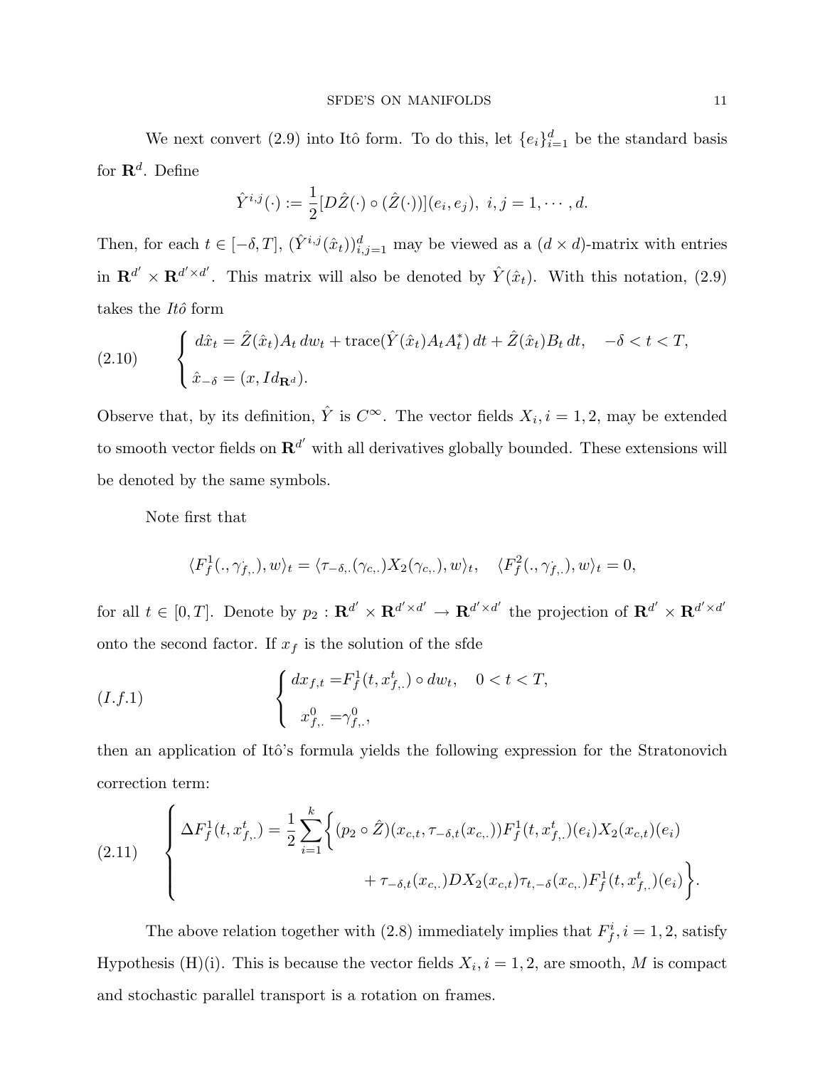We next convert (2.9) into Itô form. To do this, let $\{e_i\}_{i=1}^d$ be the standard basis for $\mathbf{R}^d$. Define

$$\hat{Y}^{i,j}(\cdot) := \frac{1}{2}[D\hat{Z}(\cdot) \circ (\hat{Z}(\cdot))](e_i, e_j), \ i, j = 1, \cdots, d.$$

Then, for each $t \in [-\delta, T]$, $(\hat{Y}^{i,j}(\hat{x}_t))_{i,j=1}^d$ may be viewed as a $(d \times d)$-matrix with entries in $\mathbf{R}^{d'} \times \mathbf{R}^{d' \times d'}$. This matrix will also be denoted by $\hat{Y}(\hat{x}_t)$. With this notation, (2.9) takes the *Itô* form

$$\text{(2.10)} \qquad \begin{cases} d\hat{x}_t = \hat{Z}(\hat{x}_t)A_t\, dw_t + \operatorname{trace}(\hat{Y}(\hat{x}_t)A_tA_t^*)\, dt + \hat{Z}(\hat{x}_t)B_t\, dt, \quad -\delta < t < T, \\ \hat{x}_{-\delta} = (x, Id_{\mathbf{R}^d}). \end{cases}$$

Observe that, by its definition, $\hat{Y}$ is $C^\infty$. The vector fields $X_i, i = 1, 2$, may be extended to smooth vector fields on $\mathbf{R}^{d'}$ with all derivatives globally bounded. These extensions will be denoted by the same symbols.

Note first that

$$\langle F_f^1(.,\gamma_{f,.}), w\rangle_t = \langle \tau_{-\delta,.}(\gamma_{c,.})X_2(\gamma_{c,.}), w\rangle_t, \quad \langle F_f^2(.,\gamma_{f,.}), w\rangle_t = 0,$$

for all $t \in [0, T]$. Denote by $p_2 : \mathbf{R}^{d'} \times \mathbf{R}^{d' \times d'} \to \mathbf{R}^{d' \times d'}$ the projection of $\mathbf{R}^{d'} \times \mathbf{R}^{d' \times d'}$ onto the second factor. If $x_f$ is the solution of the sfde

$$(I.f.1) \qquad \begin{cases} dx_{f,t} = F_f^1(t, x_{f,.}^t) \circ dw_t, \quad 0 < t < T, \\ x_{f,.}^0 = \gamma_{f,.}^0, \end{cases}$$

then an application of Itô's formula yields the following expression for the Stratonovich correction term:

$$\text{(2.11)} \qquad \begin{cases} \Delta F_f^1(t, x_{f,.}^t) = \dfrac{1}{2}\displaystyle\sum_{i=1}^k \Big\{ (p_2 \circ \hat{Z})(x_{c,t}, \tau_{-\delta,t}(x_{c,.}))F_f^1(t, x_{f,.}^t)(e_i)X_2(x_{c,t})(e_i) \\ \qquad\qquad + \tau_{-\delta,t}(x_{c,.})DX_2(x_{c,t})\tau_{t,-\delta}(x_{c,.})F_f^1(t, x_{f,.}^t)(e_i)\Big\}. \end{cases}$$

The above relation together with (2.8) immediately implies that $F_f^i, i = 1, 2$, satisfy Hypothesis (H)(i). This is because the vector fields $X_i, i = 1, 2$, are smooth, $M$ is compact and stochastic parallel transport is a rotation on frames.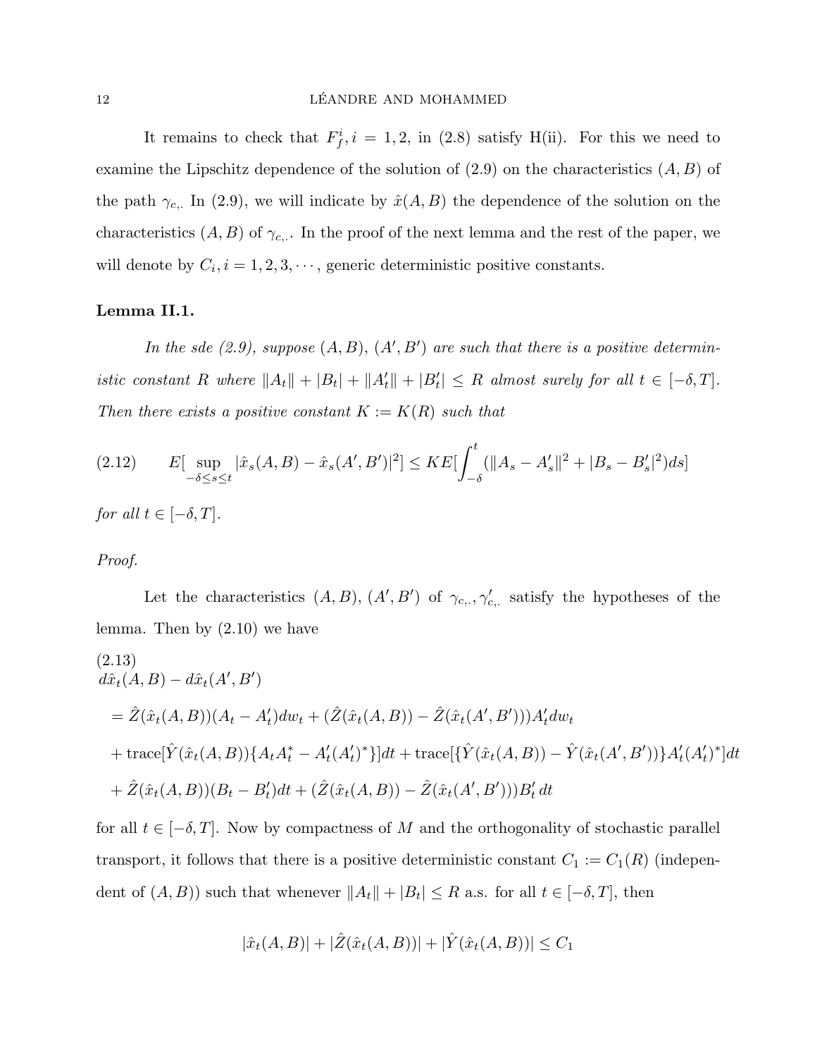It remains to check that $F_f^i, i = 1, 2$, in (2.8) satisfy H(ii). For this we need to examine the Lipschitz dependence of the solution of (2.9) on the characteristics $(A, B)$ of the path $\gamma_{c,\cdot}$ In (2.9), we will indicate by $\hat{x}(A, B)$ the dependence of the solution on the characteristics $(A, B)$ of $\gamma_{c,\cdot}$. In the proof of the next lemma and the rest of the paper, we will denote by $C_i, i = 1, 2, 3, \cdots$, generic deterministic positive constants.

**Lemma II.1.**

*In the sde (2.9), suppose $(A, B)$, $(A', B')$ are such that there is a positive deterministic constant $R$ where $\|A_t\| + |B_t| + \|A'_t\| + |B'_t| \leq R$ almost surely for all $t \in [-\delta, T]$. Then there exists a positive constant $K := K(R)$ such that*

$$E[\sup_{-\delta \leq s \leq t} |\hat{x}_s(A, B) - \hat{x}_s(A', B')|^2] \leq K E[\int_{-\delta}^{t} (\|A_s - A'_s\|^2 + |B_s - B'_s|^2) ds] \tag{2.12}$$

*for all $t \in [-\delta, T]$.*

*Proof.*

Let the characteristics $(A, B)$, $(A', B')$ of $\gamma_{c,\cdot}, \gamma'_{c,\cdot}$ satisfy the hypotheses of the lemma. Then by (2.10) we have

(2.13)

$$\begin{aligned}
&d\hat{x}_t(A, B) - d\hat{x}_t(A', B') \\
&= \hat{Z}(\hat{x}_t(A, B))(A_t - A'_t) dw_t + (\hat{Z}(\hat{x}_t(A, B)) - \hat{Z}(\hat{x}_t(A', B'))) A'_t dw_t \\
&+ \text{trace}[\hat{Y}(\hat{x}_t(A, B))\{A_t A_t^* - A'_t (A'_t)^*\}] dt + \text{trace}[\{\hat{Y}(\hat{x}_t(A, B)) - \hat{Y}(\hat{x}_t(A', B'))\} A'_t (A'_t)^*] dt \\
&+ \hat{Z}(\hat{x}_t(A, B))(B_t - B'_t) dt + (\hat{Z}(\hat{x}_t(A, B)) - \hat{Z}(\hat{x}_t(A', B'))) B'_t \, dt
\end{aligned}$$

for all $t \in [-\delta, T]$. Now by compactness of $M$ and the orthogonality of stochastic parallel transport, it follows that there is a positive deterministic constant $C_1 := C_1(R)$ (independent of $(A, B)$) such that whenever $\|A_t\| + |B_t| \leq R$ a.s. for all $t \in [-\delta, T]$, then

$$|\hat{x}_t(A, B)| + |\hat{Z}(\hat{x}_t(A, B))| + |\hat{Y}(\hat{x}_t(A, B))| \leq C_1$$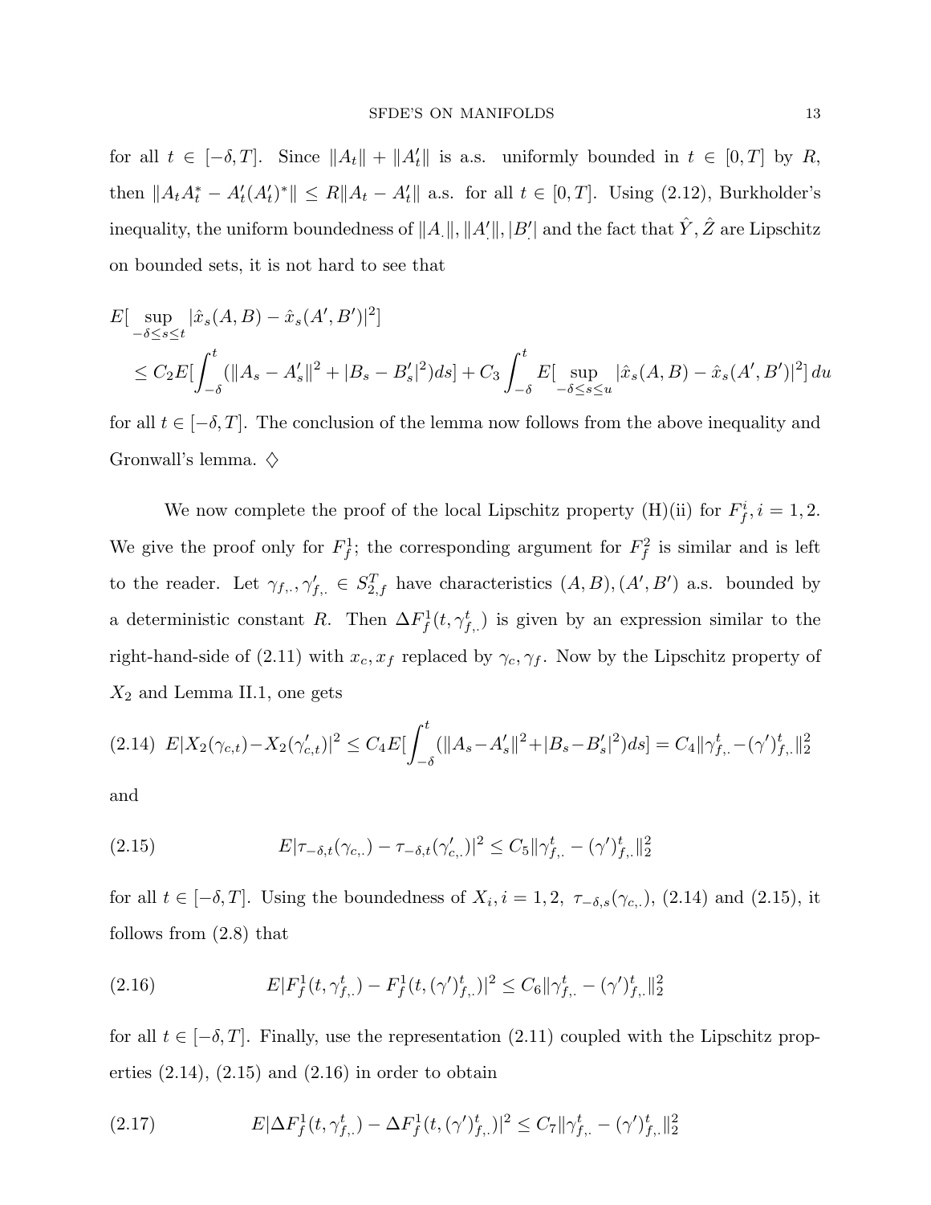for all $t \in [-\delta, T]$. Since $\|A_t\| + \|A'_t\|$ is a.s. uniformly bounded in $t \in [0,T]$ by $R$, then $\|A_t A_t^* - A'_t (A'_t)^*\| \leq R\|A_t - A'_t\|$ a.s. for all $t \in [0,T]$. Using (2.12), Burkholder's inequality, the uniform boundedness of $\|A_.\|, \|A'_.\|, |B'_.|$ and the fact that $\hat{Y}, \hat{Z}$ are Lipschitz on bounded sets, it is not hard to see that

$$E[\sup_{-\delta \leq s \leq t} |\hat{x}_s(A,B) - \hat{x}_s(A',B')|^2]$$
$$\leq C_2 E[\int_{-\delta}^{t} (\|A_s - A'_s\|^2 + |B_s - B'_s|^2) ds] + C_3 \int_{-\delta}^{t} E[\sup_{-\delta \leq s \leq u} |\hat{x}_s(A,B) - \hat{x}_s(A',B')|^2] \, du$$

for all $t \in [-\delta, T]$. The conclusion of the lemma now follows from the above inequality and Gronwall's lemma. $\diamondsuit$

We now complete the proof of the local Lipschitz property (H)(ii) for $F_f^i, i = 1, 2$. We give the proof only for $F_f^1$; the corresponding argument for $F_f^2$ is similar and is left to the reader. Let $\gamma_{f,.}, \gamma'_{f,.} \in S_{2,f}^T$ have characteristics $(A,B), (A',B')$ a.s. bounded by a deterministic constant $R$. Then $\Delta F_f^1(t, \gamma_{f,.}^t)$ is given by an expression similar to the right-hand-side of (2.11) with $x_c, x_f$ replaced by $\gamma_c, \gamma_f$. Now by the Lipschitz property of $X_2$ and Lemma II.1, one gets

$$E|X_2(\gamma_{c,t}) - X_2(\gamma'_{c,t})|^2 \leq C_4 E[\int_{-\delta}^{t} (\|A_s - A'_s\|^2 + |B_s - B'_s|^2) ds] = C_4 \|\gamma_{f,.}^t - (\gamma')_{f,.}^t\|_2^2 \tag{2.14}$$

and

$$E|\tau_{-\delta,t}(\gamma_{c,.}) - \tau_{-\delta,t}(\gamma'_{c,.})|^2 \leq C_5 \|\gamma_{f,.}^t - (\gamma')_{f,.}^t\|_2^2 \tag{2.15}$$

for all $t \in [-\delta, T]$. Using the boundedness of $X_i, i = 1, 2,\ \tau_{-\delta,s}(\gamma_{c,.})$, (2.14) and (2.15), it follows from (2.8) that

$$E|F_f^1(t, \gamma_{f,.}^t) - F_f^1(t, (\gamma')_{f,.}^t)|^2 \leq C_6 \|\gamma_{f,.}^t - (\gamma')_{f,.}^t\|_2^2 \tag{2.16}$$

for all $t \in [-\delta, T]$. Finally, use the representation (2.11) coupled with the Lipschitz properties (2.14), (2.15) and (2.16) in order to obtain

$$E|\Delta F_f^1(t, \gamma_{f,.}^t) - \Delta F_f^1(t, (\gamma')_{f,.}^t)|^2 \leq C_7 \|\gamma_{f,.}^t - (\gamma')_{f,.}^t\|_2^2 \tag{2.17}$$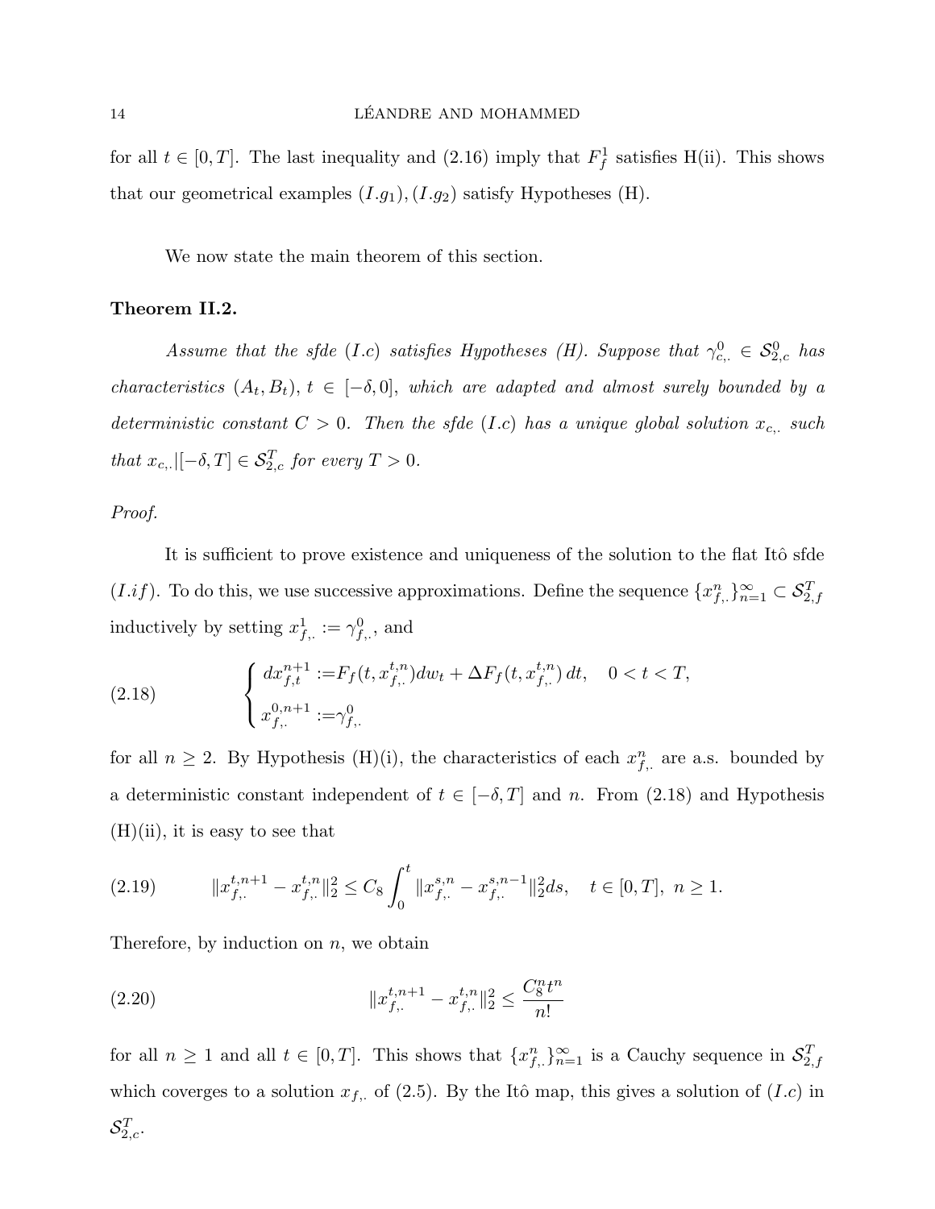for all $t \in [0,T]$. The last inequality and (2.16) imply that $F_f^1$ satisfies H(ii). This shows that our geometrical examples $(I.g_1), (I.g_2)$ satisfy Hypotheses (H).

We now state the main theorem of this section.

**Theorem II.2.**

*Assume that the sfde $(I.c)$ satisfies Hypotheses (H). Suppose that $\gamma^0_{c,\cdot} \in \mathcal{S}^0_{2,c}$ has characteristics $(A_t, B_t)$, $t \in [-\delta, 0]$, which are adapted and almost surely bounded by a deterministic constant $C > 0$. Then the sfde $(I.c)$ has a unique global solution $x_{c,\cdot}$ such that $x_{c,\cdot}|[-\delta, T] \in \mathcal{S}^T_{2,c}$ for every $T > 0$.*

*Proof.*

It is sufficient to prove existence and uniqueness of the solution to the flat Itô sfde $(I.if)$. To do this, we use successive approximations. Define the sequence $\{x^n_{f,\cdot}\}_{n=1}^\infty \subset \mathcal{S}^T_{2,f}$ inductively by setting $x^1_{f,\cdot} := \gamma^0_{f,\cdot}$, and

$$
\begin{cases} dx^{n+1}_{f,t} := F_f(t, x^{t,n}_{f,\cdot}) dw_t + \Delta F_f(t, x^{t,n}_{f,\cdot})\, dt, \quad 0 < t < T, \\ x^{0,n+1}_{f,\cdot} := \gamma^0_{f,\cdot} \end{cases} \tag{2.18}
$$

for all $n \geq 2$. By Hypothesis (H)(i), the characteristics of each $x^n_{f,\cdot}$ are a.s. bounded by a deterministic constant independent of $t \in [-\delta, T]$ and $n$. From (2.18) and Hypothesis (H)(ii), it is easy to see that

$$
\|x^{t,n+1}_{f,\cdot} - x^{t,n}_{f,\cdot}\|_2^2 \leq C_8 \int_0^t \|x^{s,n}_{f,\cdot} - x^{s,n-1}_{f,\cdot}\|_2^2 ds, \quad t \in [0,T],\ n \geq 1. \tag{2.19}
$$

Therefore, by induction on $n$, we obtain

$$
\|x^{t,n+1}_{f,\cdot} - x^{t,n}_{f,\cdot}\|_2^2 \leq \frac{C_8^n t^n}{n!} \tag{2.20}
$$

for all $n \geq 1$ and all $t \in [0,T]$. This shows that $\{x^n_{f,\cdot}\}_{n=1}^\infty$ is a Cauchy sequence in $\mathcal{S}^T_{2,f}$ which coverges to a solution $x_{f,\cdot}$ of (2.5). By the Itô map, this gives a solution of $(I.c)$ in $\mathcal{S}^T_{2,c}$.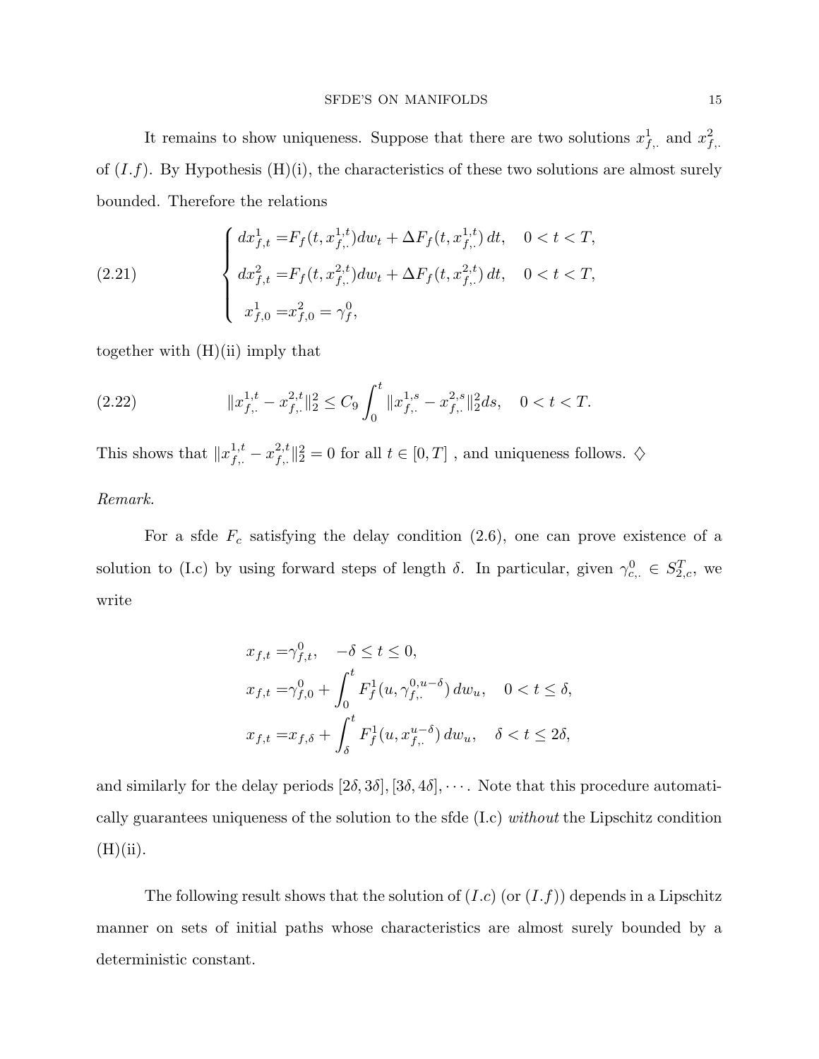It remains to show uniqueness. Suppose that there are two solutions $x^1_{f,\cdot}$ and $x^2_{f,\cdot}$ of $(I.f)$. By Hypothesis (H)(i), the characteristics of these two solutions are almost surely bounded. Therefore the relations

$$
\left\{
\begin{aligned}
dx^1_{f,t} &= F_f(t, x^{1,t}_{f,\cdot})dw_t + \Delta F_f(t, x^{1,t}_{f,\cdot})\, dt, \quad 0 < t < T, \\
dx^2_{f,t} &= F_f(t, x^{2,t}_{f,\cdot})dw_t + \Delta F_f(t, x^{2,t}_{f,\cdot})\, dt, \quad 0 < t < T, \\
x^1_{f,0} &= x^2_{f,0} = \gamma^0_f,
\end{aligned}
\right. \tag{2.21}
$$

together with (H)(ii) imply that

$$
\| x^{1,t}_{f,\cdot} - x^{2,t}_{f,\cdot} \|_2^2 \le C_9 \int_0^t \| x^{1,s}_{f,\cdot} - x^{2,s}_{f,\cdot} \|_2^2 ds, \quad 0 < t < T. \tag{2.22}
$$

This shows that $\| x^{1,t}_{f,\cdot} - x^{2,t}_{f,\cdot} \|_2^2 = 0$ for all $t \in [0, T]$ , and uniqueness follows. $\diamondsuit$

*Remark.*

For a sfde $F_c$ satisfying the delay condition (2.6), one can prove existence of a solution to (I.c) by using forward steps of length $\delta$. In particular, given $\gamma^0_{c,\cdot} \in S^T_{2,c}$, we write

$$
\begin{aligned}
x_{f,t} &= \gamma^0_{f,t}, \quad -\delta \le t \le 0, \\
x_{f,t} &= \gamma^0_{f,0} + \int_0^t F^1_f(u, \gamma^{0,u-\delta}_{f,\cdot})\, dw_u, \quad 0 < t \le \delta, \\
x_{f,t} &= x_{f,\delta} + \int_\delta^t F^1_f(u, x^{u-\delta}_{f,\cdot})\, dw_u, \quad \delta < t \le 2\delta,
\end{aligned}
$$

and similarly for the delay periods $[2\delta, 3\delta], [3\delta, 4\delta], \cdots$. Note that this procedure automatically guarantees uniqueness of the solution to the sfde (I.c) *without* the Lipschitz condition (H)(ii).

The following result shows that the solution of $(I.c)$ (or $(I.f)$) depends in a Lipschitz manner on sets of initial paths whose characteristics are almost surely bounded by a deterministic constant.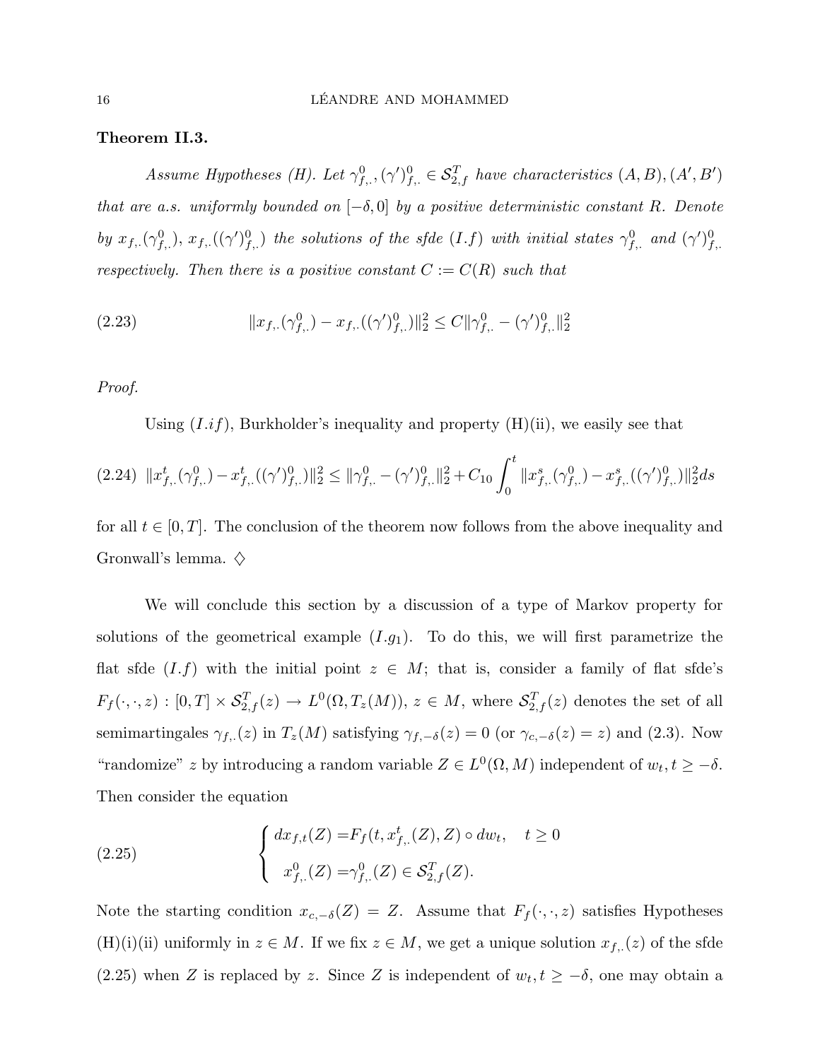**Theorem II.3.**

*Assume Hypotheses (H). Let $\gamma^0_{f,\cdot}, (\gamma')^0_{f,\cdot} \in \mathcal{S}^T_{2,f}$ have characteristics $(A, B), (A', B')$ that are a.s. uniformly bounded on $[-\delta, 0]$ by a positive deterministic constant $R$. Denote by $x_{f,\cdot}(\gamma^0_{f,\cdot})$, $x_{f,\cdot}((\gamma')^0_{f,\cdot})$ the solutions of the sfde $(I.f)$ with initial states $\gamma^0_{f,\cdot}$ and $(\gamma')^0_{f,\cdot}$ respectively. Then there is a positive constant $C := C(R)$ such that*

$$\|x_{f,\cdot}(\gamma^0_{f,\cdot}) - x_{f,\cdot}((\gamma')^0_{f,\cdot})\|_2^2 \leq C \|\gamma^0_{f,\cdot} - (\gamma')^0_{f,\cdot}\|_2^2 \tag{2.23}$$

*Proof.*

Using $(I.if)$, Burkholder's inequality and property (H)(ii), we easily see that

$$\|x^t_{f,\cdot}(\gamma^0_{f,\cdot}) - x^t_{f,\cdot}((\gamma')^0_{f,\cdot})\|_2^2 \leq \|\gamma^0_{f,\cdot} - (\gamma')^0_{f,\cdot}\|_2^2 + C_{10} \int_0^t \|x^s_{f,\cdot}(\gamma^0_{f,\cdot}) - x^s_{f,\cdot}((\gamma')^0_{f,\cdot})\|_2^2 ds \tag{2.24}$$

for all $t \in [0, T]$. The conclusion of the theorem now follows from the above inequality and Gronwall's lemma. $\diamondsuit$

We will conclude this section by a discussion of a type of Markov property for solutions of the geometrical example $(I.g_1)$. To do this, we will first parametrize the flat sfde $(I.f)$ with the initial point $z \in M$; that is, consider a family of flat sfde's $F_f(\cdot, \cdot, z) : [0, T] \times \mathcal{S}^T_{2,f}(z) \to L^0(\Omega, T_z(M))$, $z \in M$, where $\mathcal{S}^T_{2,f}(z)$ denotes the set of all semimartingales $\gamma_{f,\cdot}(z)$ in $T_z(M)$ satisfying $\gamma_{f,-\delta}(z) = 0$ (or $\gamma_{c,-\delta}(z) = z$) and (2.3). Now "randomize" $z$ by introducing a random variable $Z \in L^0(\Omega, M)$ independent of $w_t, t \geq -\delta$. Then consider the equation

$$\begin{cases} dx_{f,t}(Z) = F_f(t, x^t_{f,\cdot}(Z), Z) \circ dw_t, \quad t \geq 0 \\ x^0_{f,\cdot}(Z) = \gamma^0_{f,\cdot}(Z) \in \mathcal{S}^T_{2,f}(Z). \end{cases} \tag{2.25}$$

Note the starting condition $x_{c,-\delta}(Z) = Z$. Assume that $F_f(\cdot, \cdot, z)$ satisfies Hypotheses (H)(i)(ii) uniformly in $z \in M$. If we fix $z \in M$, we get a unique solution $x_{f,\cdot}(z)$ of the sfde (2.25) when $Z$ is replaced by $z$. Since $Z$ is independent of $w_t, t \geq -\delta$, one may obtain a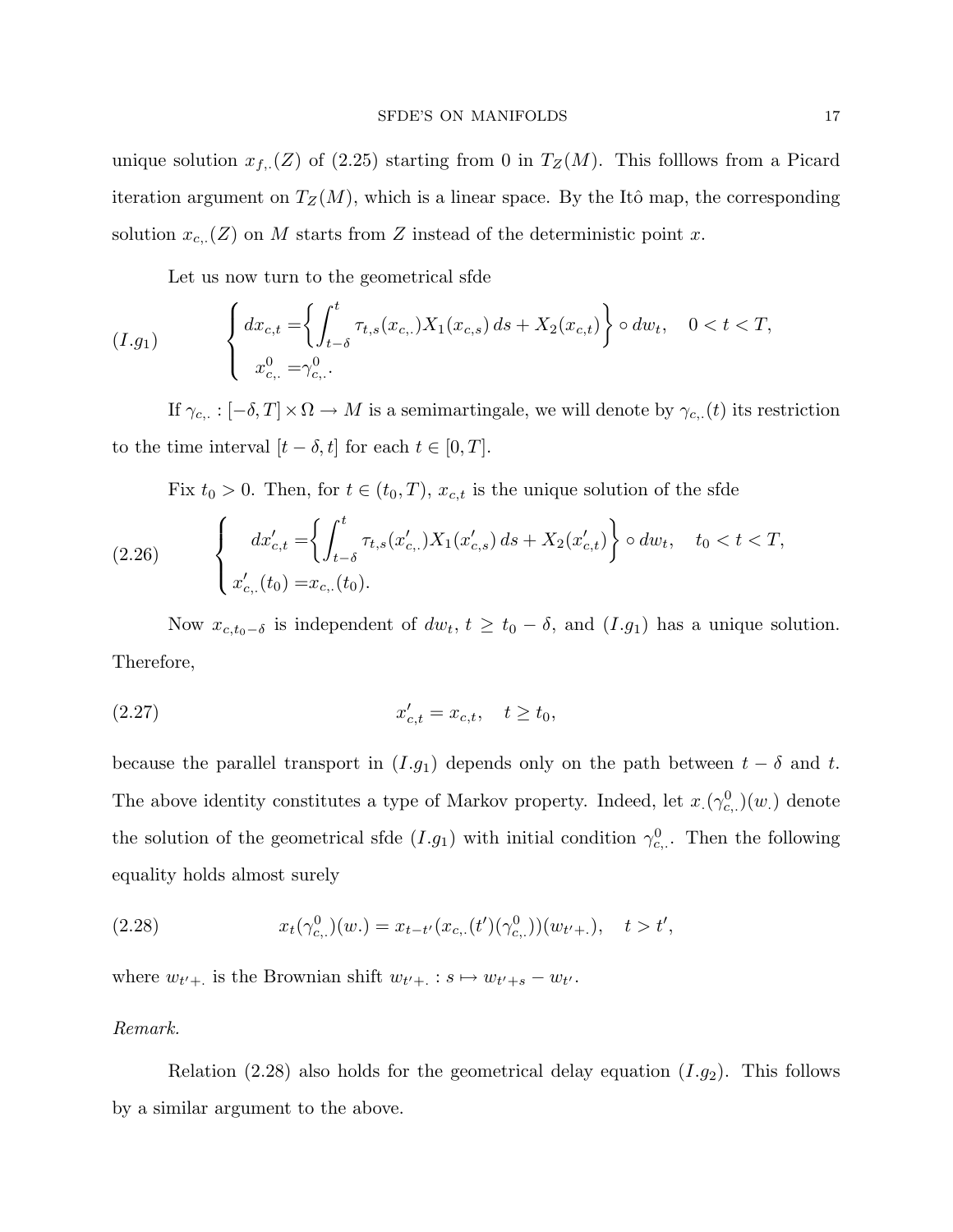unique solution $x_{f,\cdot}(Z)$ of (2.25) starting from 0 in $T_Z(M)$. This folllows from a Picard iteration argument on $T_Z(M)$, which is a linear space. By the Itô map, the corresponding solution $x_{c,\cdot}(Z)$ on $M$ starts from $Z$ instead of the deterministic point $x$.

Let us now turn to the geometrical sfde

$$
(I.g_1) \qquad \begin{cases} dx_{c,t} = \left\{ \int_{t-\delta}^{t} \tau_{t,s}(x_{c,\cdot}) X_1(x_{c,s})\, ds + X_2(x_{c,t}) \right\} \circ dw_t, \quad 0 < t < T, \\ x^0_{c,\cdot} = \gamma^0_{c,\cdot}. \end{cases}
$$

If $\gamma_{c,\cdot} : [-\delta, T] \times \Omega \to M$ is a semimartingale, we will denote by $\gamma_{c,\cdot}(t)$ its restriction to the time interval $[t-\delta, t]$ for each $t \in [0,T]$.

Fix $t_0 > 0$. Then, for $t \in (t_0, T)$, $x_{c,t}$ is the unique solution of the sfde

$$
(2.26) \qquad \begin{cases} dx'_{c,t} = \left\{ \int_{t-\delta}^{t} \tau_{t,s}(x'_{c,\cdot}) X_1(x'_{c,s})\, ds + X_2(x'_{c,t}) \right\} \circ dw_t, \quad t_0 < t < T, \\ x'_{c,\cdot}(t_0) = x_{c,\cdot}(t_0). \end{cases}
$$

Now $x_{c,t_0-\delta}$ is independent of $dw_t$, $t \geq t_0 - \delta$, and $(I.g_1)$ has a unique solution. Therefore,

$$
(2.27) \qquad x'_{c,t} = x_{c,t}, \quad t \geq t_0,
$$

because the parallel transport in $(I.g_1)$ depends only on the path between $t-\delta$ and $t$. The above identity constitutes a type of Markov property. Indeed, let $x_\cdot(\gamma^0_{c,\cdot})(w_\cdot)$ denote the solution of the geometrical sfde $(I.g_1)$ with initial condition $\gamma^0_{c,\cdot}$. Then the following equality holds almost surely

$$
(2.28) \qquad x_t(\gamma^0_{c,\cdot})(w_\cdot) = x_{t-t'}(x_{c,\cdot}(t')(\gamma^0_{c,\cdot}))(w_{t'+\cdot}), \quad t > t',
$$

where $w_{t'+\cdot}$ is the Brownian shift $w_{t'+\cdot} : s \mapsto w_{t'+s} - w_{t'}$.

*Remark.*

Relation (2.28) also holds for the geometrical delay equation $(I.g_2)$. This follows by a similar argument to the above.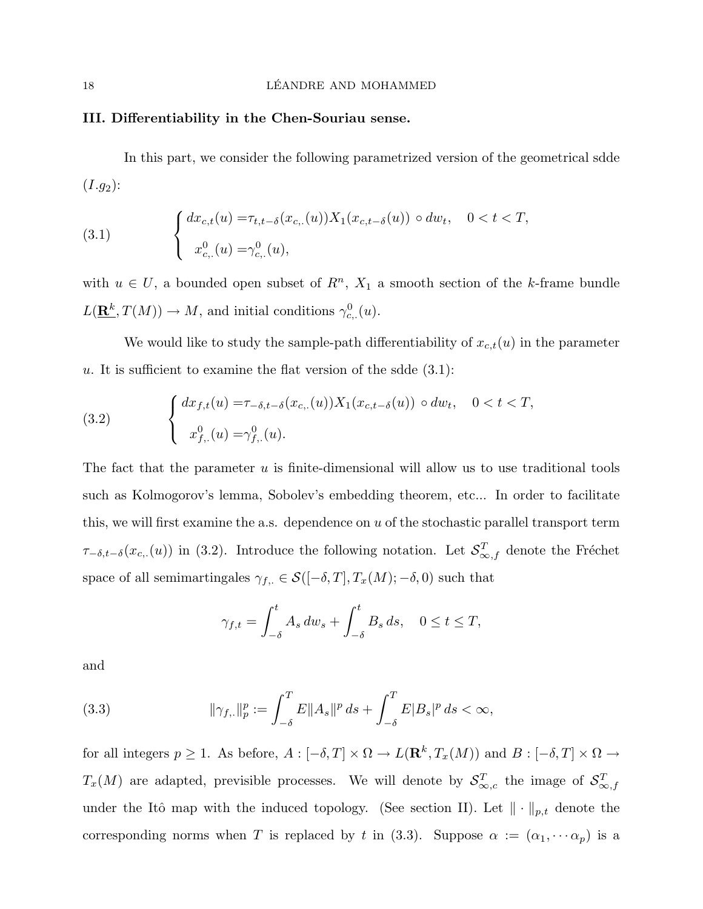**III. Differentiability in the Chen-Souriau sense.**

In this part, we consider the following parametrized version of the geometrical sdde $(I.g_2)$:

$$
\tag{3.1}
\begin{cases}
dx_{c,t}(u) = \tau_{t,t-\delta}(x_{c,\cdot}(u))X_1(x_{c,t-\delta}(u)) \circ dw_t, \quad 0 < t < T, \\
\; x^0_{c,\cdot}(u) = \gamma^0_{c,\cdot}(u),
\end{cases}
$$

with $u \in U$, a bounded open subset of $R^n$, $X_1$ a smooth section of the $k$-frame bundle $L(\underline{\mathbf{R}}^k, T(M)) \to M$, and initial conditions $\gamma^0_{c,\cdot}(u)$.

We would like to study the sample-path differentiability of $x_{c,t}(u)$ in the parameter $u$. It is sufficient to examine the flat version of the sdde (3.1):

$$
\tag{3.2}
\begin{cases}
dx_{f,t}(u) = \tau_{-\delta,t-\delta}(x_{c,\cdot}(u))X_1(x_{c,t-\delta}(u)) \circ dw_t, \quad 0 < t < T, \\
\; x^0_{f,\cdot}(u) = \gamma^0_{f,\cdot}(u).
\end{cases}
$$

The fact that the parameter $u$ is finite-dimensional will allow us to use traditional tools such as Kolmogorov's lemma, Sobolev's embedding theorem, etc... In order to facilitate this, we will first examine the a.s. dependence on $u$ of the stochastic parallel transport term $\tau_{-\delta,t-\delta}(x_{c,\cdot}(u))$ in (3.2). Introduce the following notation. Let $\mathcal{S}^T_{\infty,f}$ denote the Fréchet space of all semimartingales $\gamma_{f,\cdot} \in \mathcal{S}([-\delta, T], T_x(M); -\delta, 0)$ such that

$$
\gamma_{f,t} = \int_{-\delta}^{t} A_s\, dw_s + \int_{-\delta}^{t} B_s\, ds, \quad 0 \leq t \leq T,
$$

and

$$
\tag{3.3}
\|\gamma_{f,\cdot}\|_p^p := \int_{-\delta}^{T} E\|A_s\|^p\, ds + \int_{-\delta}^{T} E|B_s|^p\, ds < \infty,
$$

for all integers $p \geq 1$. As before, $A : [-\delta, T] \times \Omega \to L(\mathbf{R}^k, T_x(M))$ and $B : [-\delta, T] \times \Omega \to T_x(M)$ are adapted, previsible processes. We will denote by $\mathcal{S}^T_{\infty,c}$ the image of $\mathcal{S}^T_{\infty,f}$ under the Itô map with the induced topology. (See section II). Let $\|\cdot\|_{p,t}$ denote the corresponding norms when $T$ is replaced by $t$ in (3.3). Suppose $\alpha := (\alpha_1, \cdots \alpha_p)$ is a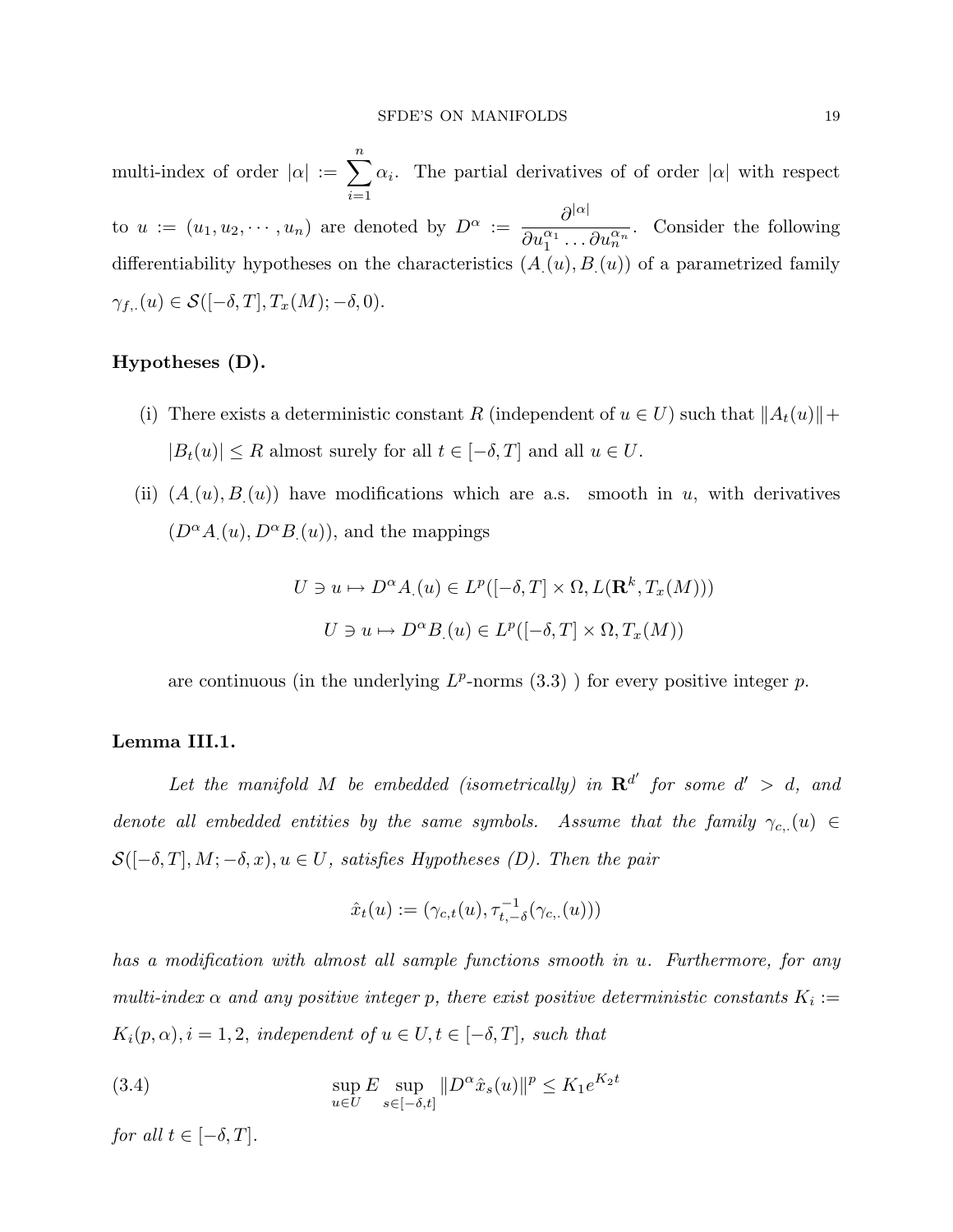multi-index of order $|\alpha| := \sum_{i=1}^{n} \alpha_i$. The partial derivatives of of order $|\alpha|$ with respect to $u := (u_1, u_2, \cdots, u_n)$ are denoted by $D^\alpha := \frac{\partial^{|\alpha|}}{\partial u_1^{\alpha_1} \ldots \partial u_n^{\alpha_n}}$. Consider the following differentiability hypotheses on the characteristics $(A_{.}(u), B_{.}(u))$ of a parametrized family $\gamma_{f,.}(u) \in \mathcal{S}([-\delta, T], T_x(M); -\delta, 0)$.

**Hypotheses (D).**

(i) There exists a deterministic constant $R$ (independent of $u \in U$) such that $\|A_t(u)\| + |B_t(u)| \leq R$ almost surely for all $t \in [-\delta, T]$ and all $u \in U$.

(ii) $(A_{.}(u), B_{.}(u))$ have modifications which are a.s. smooth in $u$, with derivatives $(D^\alpha A_{.}(u), D^\alpha B_{.}(u))$, and the mappings

$$U \ni u \mapsto D^\alpha A_{.}(u) \in L^p([-\delta, T] \times \Omega, L(\mathbf{R}^k, T_x(M)))$$

$$U \ni u \mapsto D^\alpha B_{.}(u) \in L^p([-\delta, T] \times \Omega, T_x(M))$$

are continuous (in the underlying $L^p$-norms (3.3) ) for every positive integer $p$.

**Lemma III.1.**

*Let the manifold $M$ be embedded (isometrically) in $\mathbf{R}^{d'}$ for some $d' > d$, and denote all embedded entities by the same symbols. Assume that the family $\gamma_{c,.}(u) \in \mathcal{S}([-\delta, T], M; -\delta, x), u \in U$, satisfies Hypotheses (D). Then the pair*

$$\hat{x}_t(u) := (\gamma_{c,t}(u), \tau_{t,-\delta}^{-1}(\gamma_{c,.}(u)))$$

*has a modification with almost all sample functions smooth in $u$. Furthermore, for any multi-index $\alpha$ and any positive integer $p$, there exist positive deterministic constants $K_i := K_i(p, \alpha), i = 1, 2$, independent of $u \in U, t \in [-\delta, T]$, such that*

$$\sup_{u \in U} E \sup_{s \in [-\delta, t]} \|D^\alpha \hat{x}_s(u)\|^p \leq K_1 e^{K_2 t} \tag{3.4}$$

*for all $t \in [-\delta, T]$.*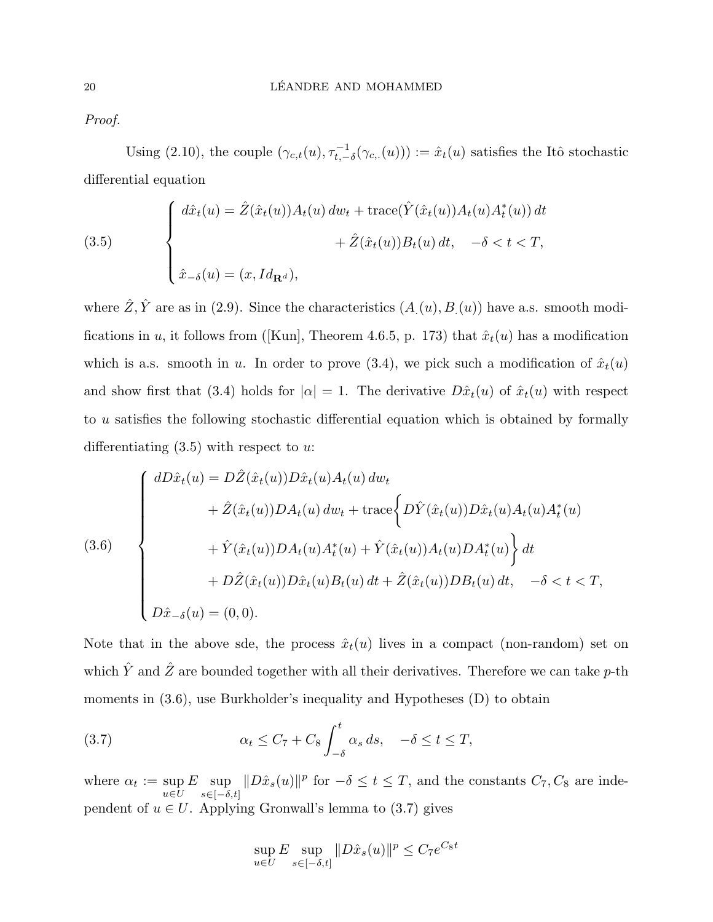*Proof.*

Using (2.10), the couple $(\gamma_{c,t}(u), \tau_{t,-\delta}^{-1}(\gamma_{c,\cdot}(u))) := \hat{x}_t(u)$ satisfies the Itô stochastic differential equation

$$
(3.5) \qquad \begin{cases} d\hat{x}_t(u) = \hat{Z}(\hat{x}_t(u))A_t(u)\,dw_t + \operatorname{trace}(\hat{Y}(\hat{x}_t(u))A_t(u)A_t^*(u))\,dt \\ \qquad\qquad\qquad\qquad + \hat{Z}(\hat{x}_t(u))B_t(u)\,dt, \quad -\delta < t < T, \\ \hat{x}_{-\delta}(u) = (x, Id_{\mathbf{R}^d}), \end{cases}
$$

where $\hat{Z}, \hat{Y}$ are as in (2.9). Since the characteristics $(A_\cdot(u), B_\cdot(u))$ have a.s. smooth modifications in $u$, it follows from ([Kun], Theorem 4.6.5, p. 173) that $\hat{x}_t(u)$ has a modification which is a.s. smooth in $u$. In order to prove (3.4), we pick such a modification of $\hat{x}_t(u)$ and show first that (3.4) holds for $|\alpha| = 1$. The derivative $D\hat{x}_t(u)$ of $\hat{x}_t(u)$ with respect to $u$ satisfies the following stochastic differential equation which is obtained by formally differentiating (3.5) with respect to $u$:

$$
(3.6) \qquad \begin{cases} dD\hat{x}_t(u) = D\hat{Z}(\hat{x}_t(u))D\hat{x}_t(u)A_t(u)\,dw_t \\ \qquad + \hat{Z}(\hat{x}_t(u))DA_t(u)\,dw_t + \operatorname{trace}\Big\{ D\hat{Y}(\hat{x}_t(u))D\hat{x}_t(u)A_t(u)A_t^*(u) \\ \qquad + \hat{Y}(\hat{x}_t(u))DA_t(u)A_t^*(u) + \hat{Y}(\hat{x}_t(u))A_t(u)DA_t^*(u) \Big\}\,dt \\ \qquad + D\hat{Z}(\hat{x}_t(u))D\hat{x}_t(u)B_t(u)\,dt + \hat{Z}(\hat{x}_t(u))DB_t(u)\,dt, \quad -\delta < t < T, \\ D\hat{x}_{-\delta}(u) = (0,0). \end{cases}
$$

Note that in the above sde, the process $\hat{x}_t(u)$ lives in a compact (non-random) set on which $\hat{Y}$ and $\hat{Z}$ are bounded together with all their derivatives. Therefore we can take $p$-th moments in (3.6), use Burkholder's inequality and Hypotheses (D) to obtain

$$
(3.7) \qquad \alpha_t \leq C_7 + C_8 \int_{-\delta}^{t} \alpha_s\,ds, \quad -\delta \leq t \leq T,
$$

where $\alpha_t := \sup_{u\in U} E \sup_{s\in[-\delta,t]} \|D\hat{x}_s(u)\|^p$ for $-\delta \leq t \leq T$, and the constants $C_7, C_8$ are independent of $u \in U$. Applying Gronwall's lemma to (3.7) gives

$$
\sup_{u\in U} E \sup_{s\in[-\delta,t]} \|D\hat{x}_s(u)\|^p \leq C_7 e^{C_8 t}
$$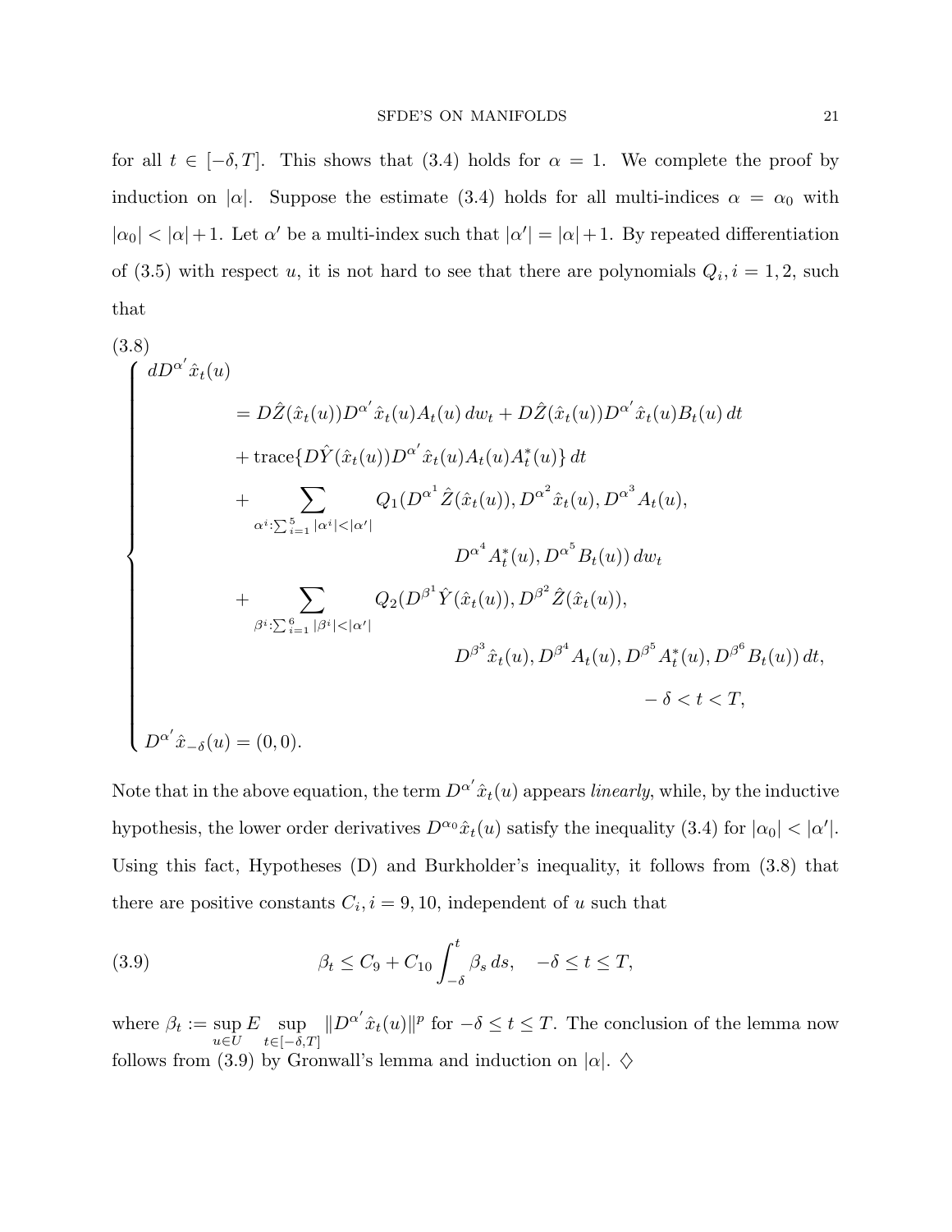for all $t \in [-\delta, T]$. This shows that (3.4) holds for $\alpha = 1$. We complete the proof by induction on $|\alpha|$. Suppose the estimate (3.4) holds for all multi-indices $\alpha = \alpha_0$ with $|\alpha_0| < |\alpha| + 1$. Let $\alpha'$ be a multi-index such that $|\alpha'| = |\alpha| + 1$. By repeated differentiation of (3.5) with respect $u$, it is not hard to see that there are polynomials $Q_i, i = 1, 2$, such that

(3.8)
$$
\begin{cases}
dD^{\alpha'}\hat{x}_t(u) \\
\qquad\qquad = D\hat{Z}(\hat{x}_t(u))D^{\alpha'}\hat{x}_t(u)A_t(u)\,dw_t + D\hat{Z}(\hat{x}_t(u))D^{\alpha'}\hat{x}_t(u)B_t(u)\,dt \\
\qquad\qquad + \operatorname{trace}\{D\hat{Y}(\hat{x}_t(u))D^{\alpha'}\hat{x}_t(u)A_t(u)A_t^*(u)\}\,dt \\
\qquad\qquad + \displaystyle\sum_{\alpha^i:\sum_{i=1}^5|\alpha^i|<|\alpha'|} Q_1(D^{\alpha^1}\hat{Z}(\hat{x}_t(u)), D^{\alpha^2}\hat{x}_t(u), D^{\alpha^3}A_t(u), \\
\qquad\qquad\qquad\qquad\qquad D^{\alpha^4}A_t^*(u), D^{\alpha^5}B_t(u))\,dw_t \\
\qquad\qquad + \displaystyle\sum_{\beta^i:\sum_{i=1}^6|\beta^i|<|\alpha'|} Q_2(D^{\beta^1}\hat{Y}(\hat{x}_t(u)), D^{\beta^2}\hat{Z}(\hat{x}_t(u)), \\
\qquad\qquad\qquad\qquad\qquad D^{\beta^3}\hat{x}_t(u), D^{\beta^4}A_t(u), D^{\beta^5}A_t^*(u), D^{\beta^6}B_t(u))\,dt, \\
\qquad\qquad\qquad\qquad\qquad\qquad\qquad -\delta < t < T, \\
D^{\alpha'}\hat{x}_{-\delta}(u) = (0,0).
\end{cases}
$$

Note that in the above equation, the term $D^{\alpha'}\hat{x}_t(u)$ appears *linearly*, while, by the inductive hypothesis, the lower order derivatives $D^{\alpha_0}\hat{x}_t(u)$ satisfy the inequality (3.4) for $|\alpha_0| < |\alpha'|$. Using this fact, Hypotheses (D) and Burkholder's inequality, it follows from (3.8) that there are positive constants $C_i, i = 9, 10$, independent of $u$ such that

$$
\beta_t \le C_9 + C_{10}\int_{-\delta}^t \beta_s\,ds, \quad -\delta \le t \le T, \tag{3.9}
$$

where $\beta_t := \sup_{u\in U} E \sup_{t\in[-\delta,T]} \|D^{\alpha'}\hat{x}_t(u)\|^p$ for $-\delta \le t \le T$. The conclusion of the lemma now follows from (3.9) by Gronwall's lemma and induction on $|\alpha|$. $\diamondsuit$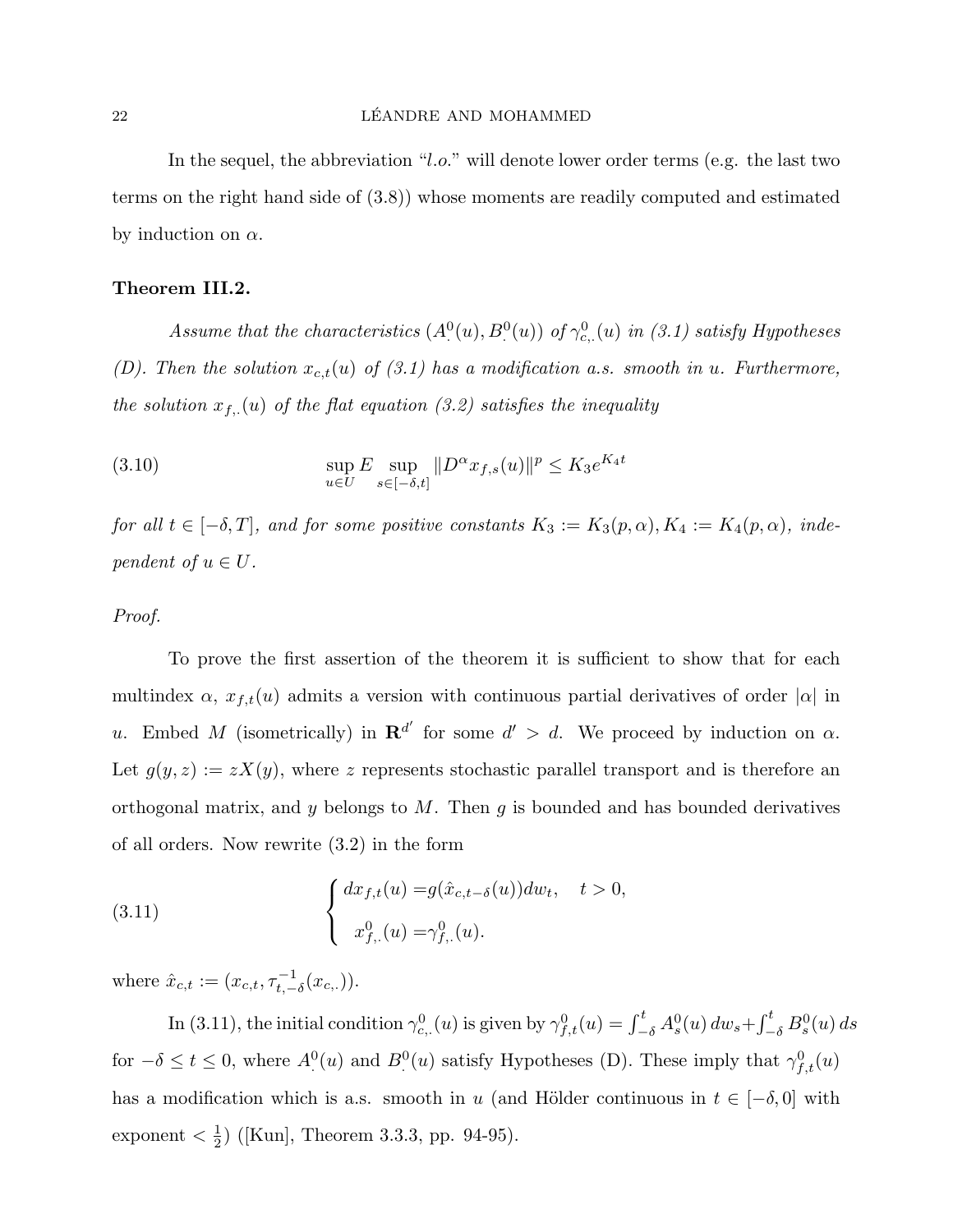In the sequel, the abbreviation "*l.o.*" will denote lower order terms (e.g. the last two terms on the right hand side of (3.8)) whose moments are readily computed and estimated by induction on $\alpha$.

**Theorem III.2.**

*Assume that the characteristics $(A^0_\cdot(u), B^0_\cdot(u))$ of $\gamma^0_{c,\cdot}(u)$ in (3.1) satisfy Hypotheses (D). Then the solution $x_{c,t}(u)$ of (3.1) has a modification a.s. smooth in $u$. Furthermore, the solution $x_{f,\cdot}(u)$ of the flat equation (3.2) satisfies the inequality*

$$\sup_{u\in U} E \sup_{s\in[-\delta,t]} \|D^\alpha x_{f,s}(u)\|^p \leq K_3 e^{K_4 t} \tag{3.10}$$

*for all $t \in [-\delta, T]$, and for some positive constants $K_3 := K_3(p,\alpha), K_4 := K_4(p,\alpha)$, independent of $u \in U$.*

*Proof.*

To prove the first assertion of the theorem it is sufficient to show that for each multindex $\alpha$, $x_{f,t}(u)$ admits a version with continuous partial derivatives of order $|\alpha|$ in $u$. Embed $M$ (isometrically) in $\mathbf{R}^{d'}$ for some $d' > d$. We proceed by induction on $\alpha$. Let $g(y,z) := zX(y)$, where $z$ represents stochastic parallel transport and is therefore an orthogonal matrix, and $y$ belongs to $M$. Then $g$ is bounded and has bounded derivatives of all orders. Now rewrite (3.2) in the form

$$\begin{cases} dx_{f,t}(u) = g(\hat{x}_{c,t-\delta}(u))dw_t, \quad t > 0, \\ \ x^0_{f,\cdot}(u) = \gamma^0_{f,\cdot}(u). \end{cases} \tag{3.11}$$

where $\hat{x}_{c,t} := (x_{c,t}, \tau^{-1}_{t,-\delta}(x_{c,\cdot}))$.

In (3.11), the initial condition $\gamma^0_{c,\cdot}(u)$ is given by $\gamma^0_{f,t}(u) = \int_{-\delta}^t A^0_s(u)\, dw_s + \int_{-\delta}^t B^0_s(u)\, ds$ for $-\delta \leq t \leq 0$, where $A^0_\cdot(u)$ and $B^0_\cdot(u)$ satisfy Hypotheses (D). These imply that $\gamma^0_{f,t}(u)$ has a modification which is a.s. smooth in $u$ (and Hölder continuous in $t \in [-\delta, 0]$ with exponent $< \frac{1}{2}$) ([Kun], Theorem 3.3.3, pp. 94-95).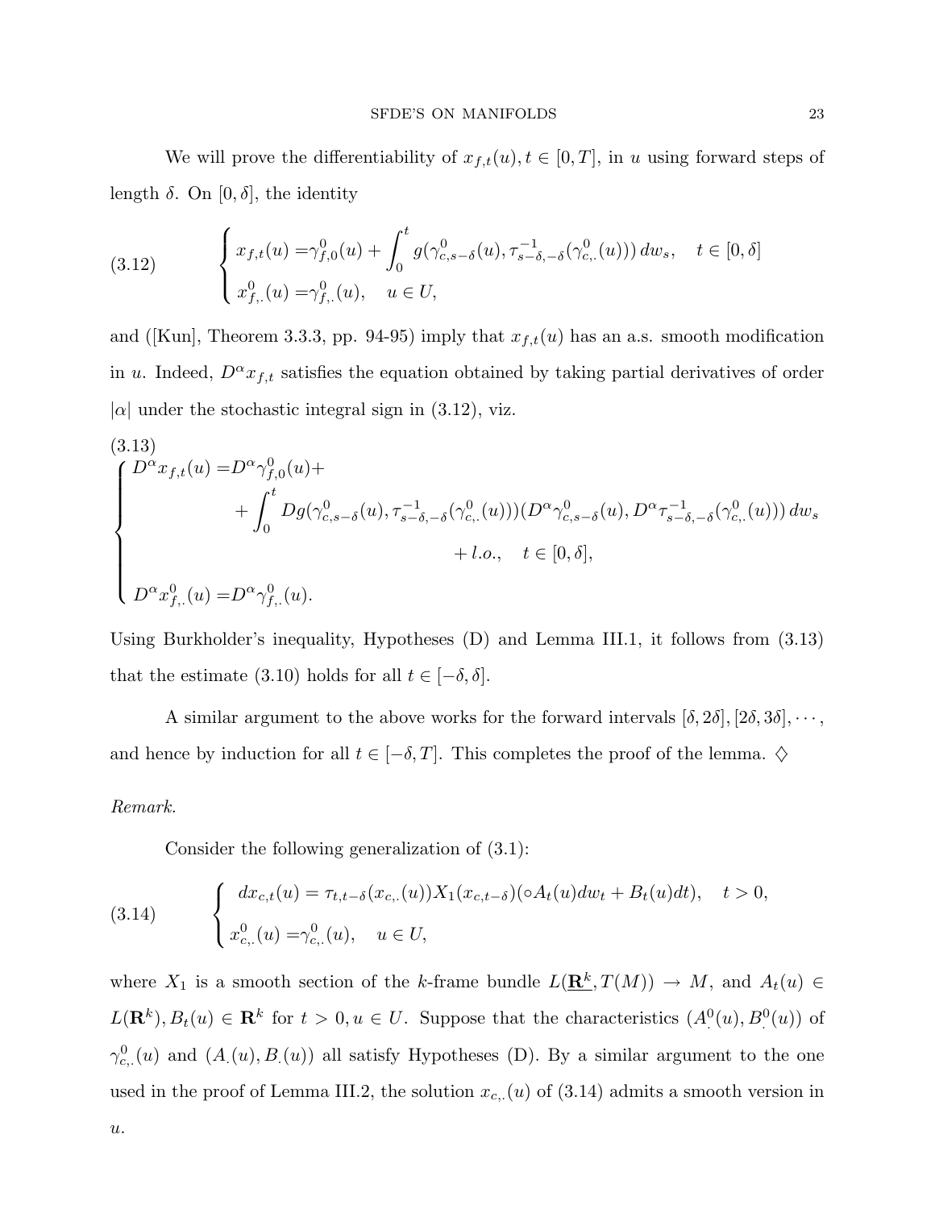We will prove the differentiability of $x_{f,t}(u), t \in [0,T]$, in $u$ using forward steps of length $\delta$. On $[0,\delta]$, the identity

$$
\tag{3.12}
\begin{cases}
x_{f,t}(u) = \gamma^0_{f,0}(u) + \displaystyle\int_0^t g(\gamma^0_{c,s-\delta}(u), \tau^{-1}_{s-\delta,-\delta}(\gamma^0_{c,\cdot}(u)))\, dw_s, \quad t \in [0,\delta] \\
x^0_{f,\cdot}(u) = \gamma^0_{f,\cdot}(u), \quad u \in U,
\end{cases}
$$

and ([Kun], Theorem 3.3.3, pp. 94-95) imply that $x_{f,t}(u)$ has an a.s. smooth modification in $u$. Indeed, $D^\alpha x_{f,t}$ satisfies the equation obtained by taking partial derivatives of order $|\alpha|$ under the stochastic integral sign in (3.12), viz.

$$
\tag{3.13}
\begin{cases}
D^\alpha x_{f,t}(u) = D^\alpha \gamma^0_{f,0}(u) + \\
\qquad + \displaystyle\int_0^t Dg(\gamma^0_{c,s-\delta}(u), \tau^{-1}_{s-\delta,-\delta}(\gamma^0_{c,\cdot}(u)))(D^\alpha \gamma^0_{c,s-\delta}(u), D^\alpha \tau^{-1}_{s-\delta,-\delta}(\gamma^0_{c,\cdot}(u)))\, dw_s \\
\qquad\qquad + l.o., \quad t \in [0,\delta], \\
D^\alpha x^0_{f,\cdot}(u) = D^\alpha \gamma^0_{f,\cdot}(u).
\end{cases}
$$

Using Burkholder's inequality, Hypotheses (D) and Lemma III.1, it follows from (3.13) that the estimate (3.10) holds for all $t \in [-\delta, \delta]$.

A similar argument to the above works for the forward intervals $[\delta, 2\delta], [2\delta, 3\delta], \cdots$, and hence by induction for all $t \in [-\delta, T]$. This completes the proof of the lemma. $\diamondsuit$

*Remark.*

Consider the following generalization of (3.1):

$$
\tag{3.14}
\begin{cases}
dx_{c,t}(u) = \tau_{t,t-\delta}(x_{c,\cdot}(u)) X_1(x_{c,t-\delta})(\circ A_t(u) dw_t + B_t(u) dt), \quad t > 0, \\
x^0_{c,\cdot}(u) = \gamma^0_{c,\cdot}(u), \quad u \in U,
\end{cases}
$$

where $X_1$ is a smooth section of the $k$-frame bundle $L(\underline{\mathbf{R}^k}, T(M)) \to M$, and $A_t(u) \in L(\mathbf{R}^k), B_t(u) \in \mathbf{R}^k$ for $t > 0, u \in U$. Suppose that the characteristics $(A^0_\cdot(u), B^0_\cdot(u))$ of $\gamma^0_{c,\cdot}(u)$ and $(A_\cdot(u), B_\cdot(u))$ all satisfy Hypotheses (D). By a similar argument to the one used in the proof of Lemma III.2, the solution $x_{c,\cdot}(u)$ of (3.14) admits a smooth version in $u$.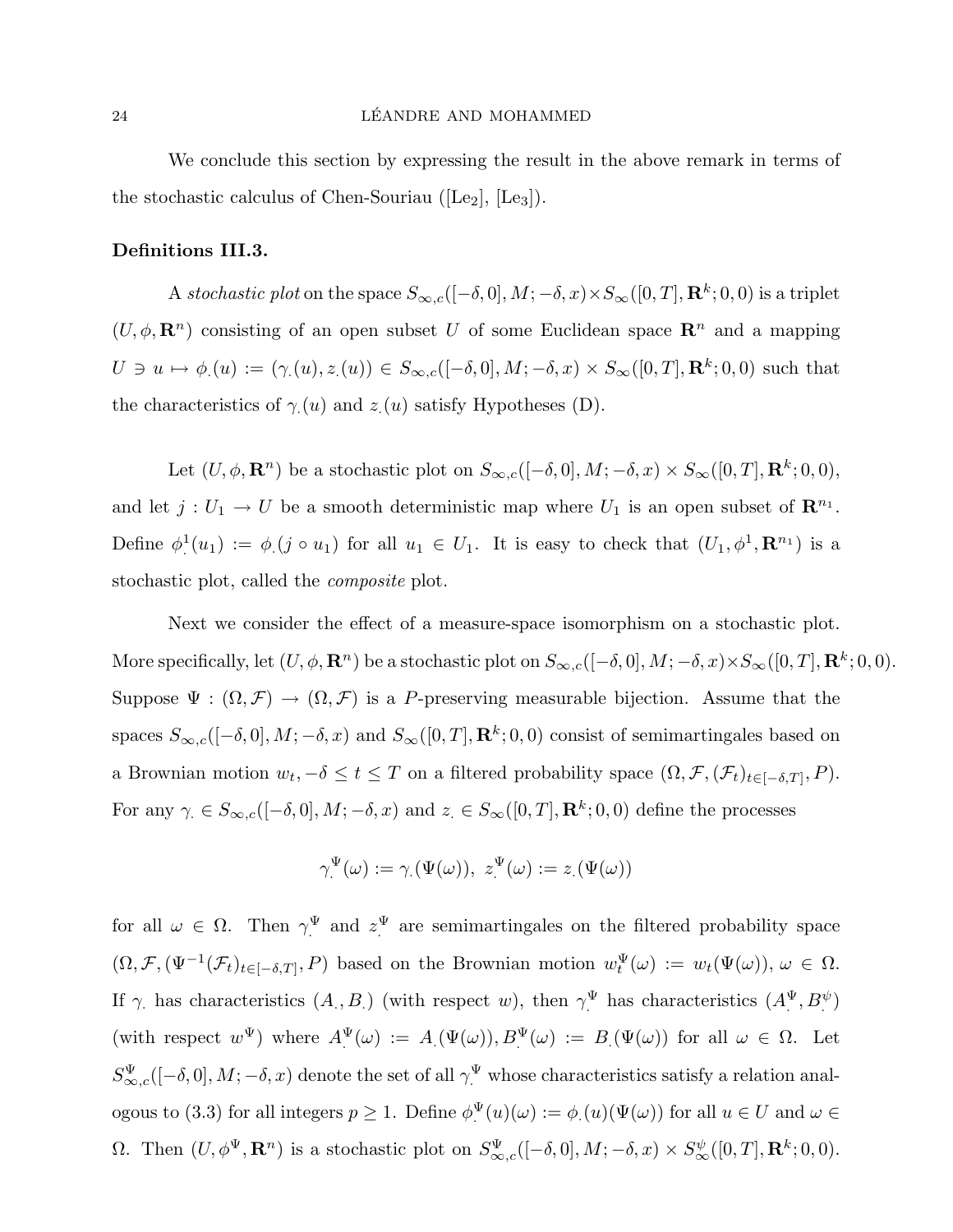We conclude this section by expressing the result in the above remark in terms of the stochastic calculus of Chen-Souriau ([Le$_2$], [Le$_3$]).

**Definitions III.3.**

A *stochastic plot* on the space $S_{\infty,c}([-\delta,0],M;-\delta,x)\times S_\infty([0,T],\mathbf{R}^k;0,0)$ is a triplet $(U,\phi,\mathbf{R}^n)$ consisting of an open subset $U$ of some Euclidean space $\mathbf{R}^n$ and a mapping $U\ni u\mapsto \phi_\cdot(u):=(\gamma_\cdot(u),z_\cdot(u))\in S_{\infty,c}([-\delta,0],M;-\delta,x)\times S_\infty([0,T],\mathbf{R}^k;0,0)$ such that the characteristics of $\gamma_\cdot(u)$ and $z_\cdot(u)$ satisfy Hypotheses (D).

Let $(U,\phi,\mathbf{R}^n)$ be a stochastic plot on $S_{\infty,c}([-\delta,0],M;-\delta,x)\times S_\infty([0,T],\mathbf{R}^k;0,0)$, and let $j:U_1\to U$ be a smooth deterministic map where $U_1$ is an open subset of $\mathbf{R}^{n_1}$. Define $\phi^1_\cdot(u_1):=\phi_\cdot(j\circ u_1)$ for all $u_1\in U_1$. It is easy to check that $(U_1,\phi^1,\mathbf{R}^{n_1})$ is a stochastic plot, called the *composite* plot.

Next we consider the effect of a measure-space isomorphism on a stochastic plot. More specifically, let $(U,\phi,\mathbf{R}^n)$ be a stochastic plot on $S_{\infty,c}([-\delta,0],M;-\delta,x)\times S_\infty([0,T],\mathbf{R}^k;0,0)$. Suppose $\Psi:(\Omega,\mathcal{F})\to(\Omega,\mathcal{F})$ is a $P$-preserving measurable bijection. Assume that the spaces $S_{\infty,c}([-\delta,0],M;-\delta,x)$ and $S_\infty([0,T],\mathbf{R}^k;0,0)$ consist of semimartingales based on a Brownian motion $w_t,-\delta\le t\le T$ on a filtered probability space $(\Omega,\mathcal{F},(\mathcal{F}_t)_{t\in[-\delta,T]},P)$. For any $\gamma_\cdot\in S_{\infty,c}([-\delta,0],M;-\delta,x)$ and $z_\cdot\in S_\infty([0,T],\mathbf{R}^k;0,0)$ define the processes

$$\gamma^\Psi_\cdot(\omega):=\gamma_\cdot(\Psi(\omega)),\ z^\Psi_\cdot(\omega):=z_\cdot(\Psi(\omega))$$

for all $\omega\in\Omega$. Then $\gamma^\Psi_\cdot$ and $z^\Psi_\cdot$ are semimartingales on the filtered probability space $(\Omega,\mathcal{F},(\Psi^{-1}(\mathcal{F}_t)_{t\in[-\delta,T]},P)$ based on the Brownian motion $w^\Psi_t(\omega):=w_t(\Psi(\omega))$, $\omega\in\Omega$. If $\gamma_\cdot$ has characteristics $(A_\cdot,B_\cdot)$ (with respect $w$), then $\gamma^\Psi_\cdot$ has characteristics $(A^\Psi_\cdot,B^\psi_\cdot)$ (with respect $w^\Psi$) where $A^\Psi_\cdot(\omega):=A_\cdot(\Psi(\omega)),B^\Psi_\cdot(\omega):=B_\cdot(\Psi(\omega))$ for all $\omega\in\Omega$. Let $S^\Psi_{\infty,c}([-\delta,0],M;-\delta,x)$ denote the set of all $\gamma^\Psi_\cdot$ whose characteristics satisfy a relation analogous to (3.3) for all integers $p\ge 1$. Define $\phi^\Psi_\cdot(u)(\omega):=\phi_\cdot(u)(\Psi(\omega))$ for all $u\in U$ and $\omega\in\Omega$. Then $(U,\phi^\Psi,\mathbf{R}^n)$ is a stochastic plot on $S^\Psi_{\infty,c}([-\delta,0],M;-\delta,x)\times S^\psi_\infty([0,T],\mathbf{R}^k;0,0)$.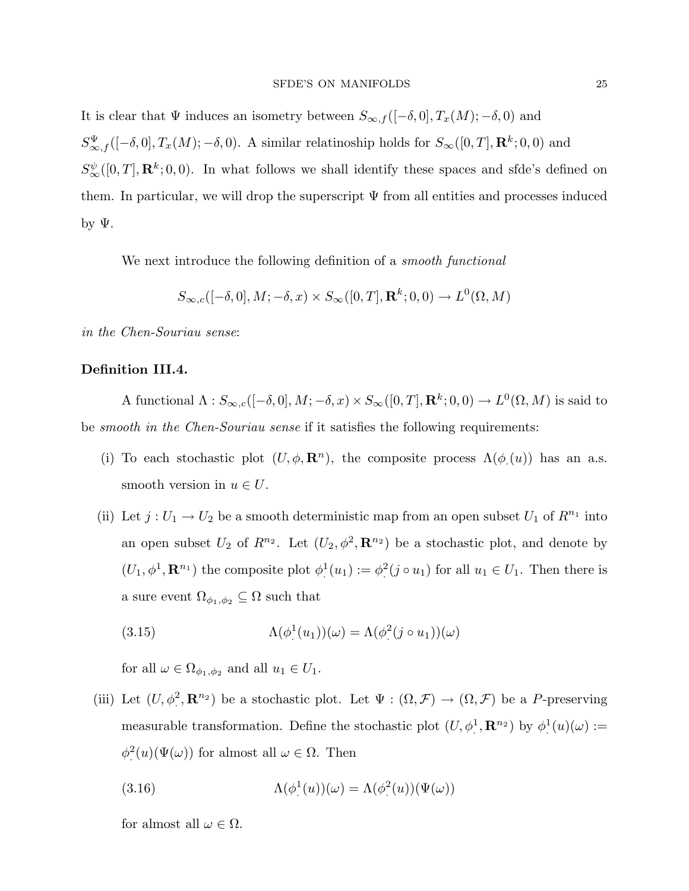It is clear that $\Psi$ induces an isometry between $S_{\infty,f}([-\delta,0],T_x(M);-\delta,0)$ and $S^{\Psi}_{\infty,f}([-\delta,0],T_x(M);-\delta,0)$. A similar relatinoship holds for $S_\infty([0,T],\mathbf{R}^k;0,0)$ and $S^{\psi}_\infty([0,T],\mathbf{R}^k;0,0)$. In what follows we shall identify these spaces and sfde's defined on them. In particular, we will drop the superscript $\Psi$ from all entities and processes induced by $\Psi$.

We next introduce the following definition of a *smooth functional*

$$S_{\infty,c}([-\delta,0],M;-\delta,x)\times S_\infty([0,T],\mathbf{R}^k;0,0)\to L^0(\Omega,M)$$

*in the Chen-Souriau sense*:

**Definition III.4.**

A functional $\Lambda : S_{\infty,c}([-\delta,0],M;-\delta,x)\times S_\infty([0,T],\mathbf{R}^k;0,0)\to L^0(\Omega,M)$ is said to be *smooth in the Chen-Souriau sense* if it satisfies the following requirements:

(i) To each stochastic plot $(U,\phi,\mathbf{R}^n)$, the composite process $\Lambda(\phi_\cdot(u))$ has an a.s. smooth version in $u\in U$.

(ii) Let $j : U_1\to U_2$ be a smooth deterministic map from an open subset $U_1$ of $R^{n_1}$ into an open subset $U_2$ of $R^{n_2}$. Let $(U_2,\phi^2,\mathbf{R}^{n_2})$ be a stochastic plot, and denote by $(U_1,\phi^1,\mathbf{R}^{n_1})$ the composite plot $\phi^1_\cdot(u_1) := \phi^2_\cdot(j\circ u_1)$ for all $u_1\in U_1$. Then there is a sure event $\Omega_{\phi_1,\phi_2}\subseteq\Omega$ such that

$$\Lambda(\phi^1_\cdot(u_1))(\omega) = \Lambda(\phi^2_\cdot(j\circ u_1))(\omega) \tag{3.15}$$

for all $\omega\in\Omega_{\phi_1,\phi_2}$ and all $u_1\in U_1$.

(iii) Let $(U,\phi^2_\cdot,\mathbf{R}^{n_2})$ be a stochastic plot. Let $\Psi : (\Omega,\mathcal{F})\to(\Omega,\mathcal{F})$ be a $P$-preserving measurable transformation. Define the stochastic plot $(U,\phi^1_\cdot,\mathbf{R}^{n_2})$ by $\phi^1_\cdot(u)(\omega) := \phi^2_\cdot(u)(\Psi(\omega))$ for almost all $\omega\in\Omega$. Then

$$\Lambda(\phi^1_\cdot(u))(\omega) = \Lambda(\phi^2_\cdot(u))(\Psi(\omega)) \tag{3.16}$$

for almost all $\omega\in\Omega$.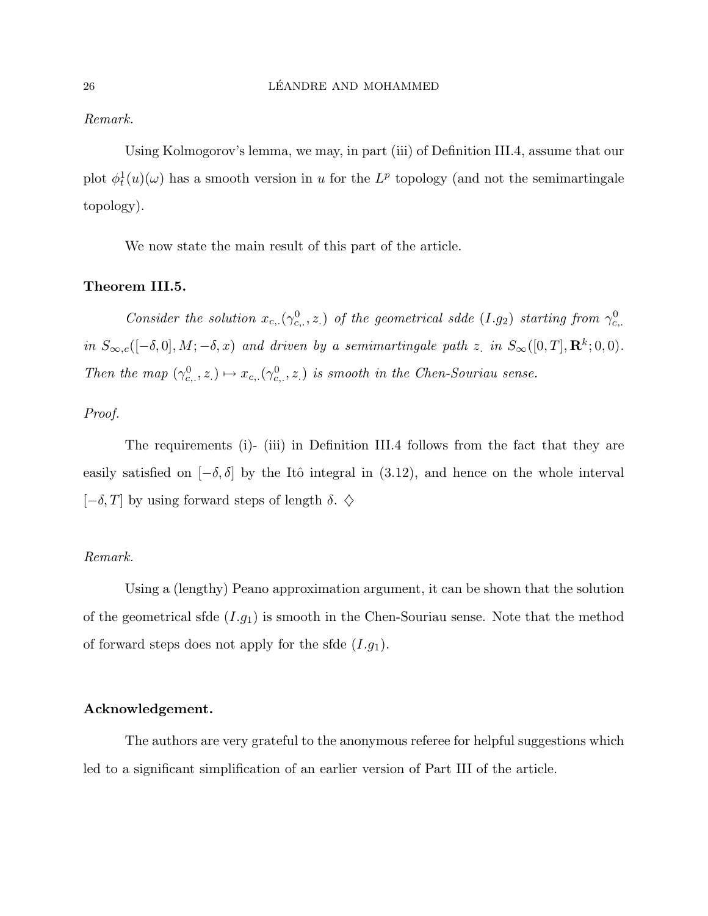*Remark.*

Using Kolmogorov's lemma, we may, in part (iii) of Definition III.4, assume that our plot $\phi_t^1(u)(\omega)$ has a smooth version in $u$ for the $L^p$ topology (and not the semimartingale topology).

We now state the main result of this part of the article.

**Theorem III.5.**

*Consider the solution $x_{c,.}(\gamma^0_{c,.}, z_.)$ of the geometrical sdde $(I.g_2)$ starting from $\gamma^0_{c,.}$ in $S_{\infty,c}([-\delta, 0], M; -\delta, x)$ and driven by a semimartingale path $z_.$ in $S_\infty([0,T], \mathbf{R}^k; 0, 0)$. Then the map $(\gamma^0_{c,.}, z_.) \mapsto x_{c,.}(\gamma^0_{c,.}, z_.)$ is smooth in the Chen-Souriau sense.*

*Proof.*

The requirements (i)- (iii) in Definition III.4 follows from the fact that they are easily satisfied on $[-\delta, \delta]$ by the Itô integral in (3.12), and hence on the whole interval $[-\delta, T]$ by using forward steps of length $\delta$. $\diamondsuit$

*Remark.*

Using a (lengthy) Peano approximation argument, it can be shown that the solution of the geometrical sfde $(I.g_1)$ is smooth in the Chen-Souriau sense. Note that the method of forward steps does not apply for the sfde $(I.g_1)$.

**Acknowledgement.**

The authors are very grateful to the anonymous referee for helpful suggestions which led to a significant simplification of an earlier version of Part III of the article.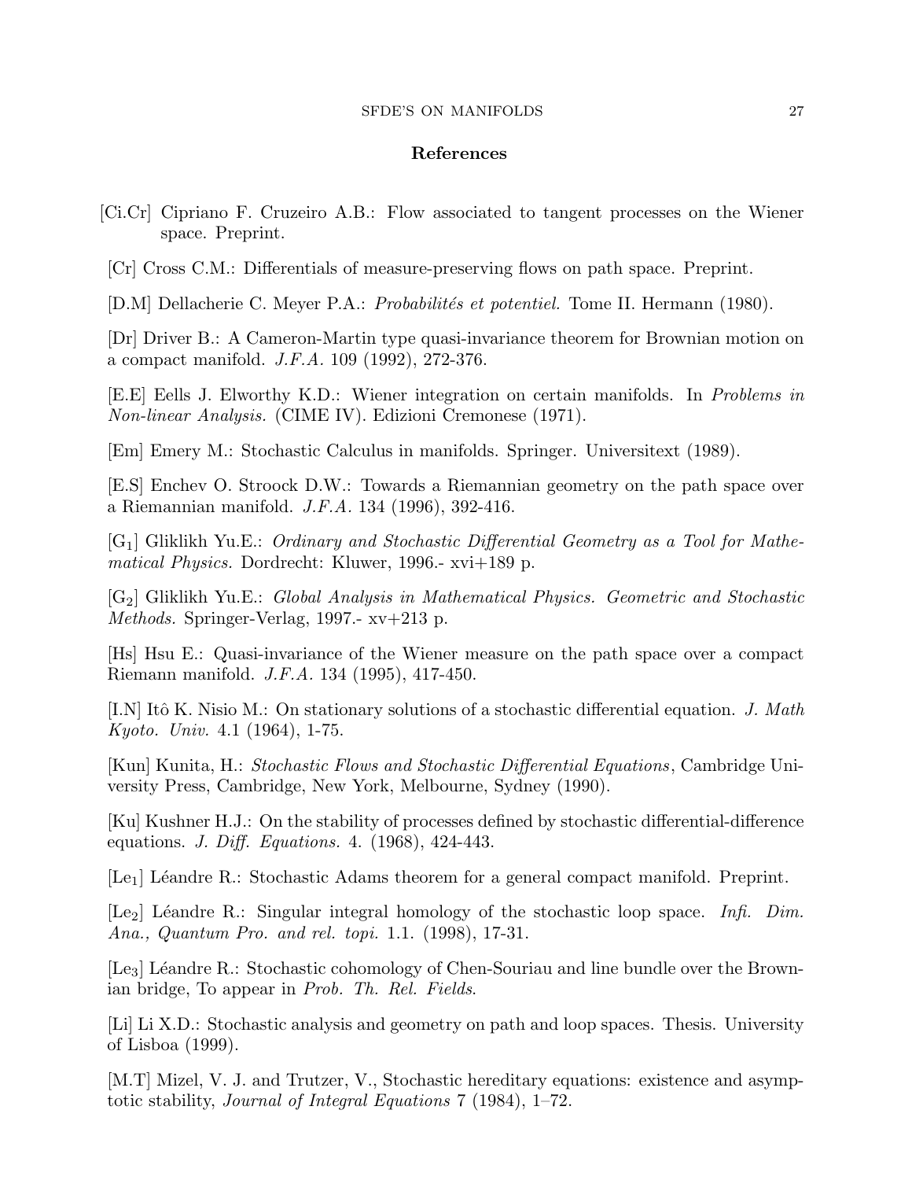## References

[Ci.Cr] Cipriano F. Cruzeiro A.B.: Flow associated to tangent processes on the Wiener space. Preprint.

[Cr] Cross C.M.: Differentials of measure-preserving flows on path space. Preprint.

[D.M] Dellacherie C. Meyer P.A.: *Probabilités et potentiel.* Tome II. Hermann (1980).

[Dr] Driver B.: A Cameron-Martin type quasi-invariance theorem for Brownian motion on a compact manifold. *J.F.A.* 109 (1992), 272-376.

[E.E] Eells J. Elworthy K.D.: Wiener integration on certain manifolds. In *Problems in Non-linear Analysis.* (CIME IV). Edizioni Cremonese (1971).

[Em] Emery M.: Stochastic Calculus in manifolds. Springer. Universitext (1989).

[E.S] Enchev O. Stroock D.W.: Towards a Riemannian geometry on the path space over a Riemannian manifold. *J.F.A.* 134 (1996), 392-416.

[$G_1$] Gliklikh Yu.E.: *Ordinary and Stochastic Differential Geometry as a Tool for Mathematical Physics.* Dordrecht: Kluwer, 1996.- xvi+189 p.

[$G_2$] Gliklikh Yu.E.: *Global Analysis in Mathematical Physics. Geometric and Stochastic Methods.* Springer-Verlag, 1997.- xv+213 p.

[Hs] Hsu E.: Quasi-invariance of the Wiener measure on the path space over a compact Riemann manifold. *J.F.A.* 134 (1995), 417-450.

[I.N] Itô K. Nisio M.: On stationary solutions of a stochastic differential equation. *J. Math Kyoto. Univ.* 4.1 (1964), 1-75.

[Kun] Kunita, H.: *Stochastic Flows and Stochastic Differential Equations*, Cambridge University Press, Cambridge, New York, Melbourne, Sydney (1990).

[Ku] Kushner H.J.: On the stability of processes defined by stochastic differential-difference equations. *J. Diff. Equations.* 4. (1968), 424-443.

[$Le_1$] Léandre R.: Stochastic Adams theorem for a general compact manifold. Preprint.

[$Le_2$] Léandre R.: Singular integral homology of the stochastic loop space. *Infi. Dim. Ana., Quantum Pro. and rel. topi.* 1.1. (1998), 17-31.

[$Le_3$] Léandre R.: Stochastic cohomology of Chen-Souriau and line bundle over the Brownian bridge, To appear in *Prob. Th. Rel. Fields*.

[Li] Li X.D.: Stochastic analysis and geometry on path and loop spaces. Thesis. University of Lisboa (1999).

[M.T] Mizel, V. J. and Trutzer, V., Stochastic hereditary equations: existence and asymptotic stability, *Journal of Integral Equations* 7 (1984), 1–72.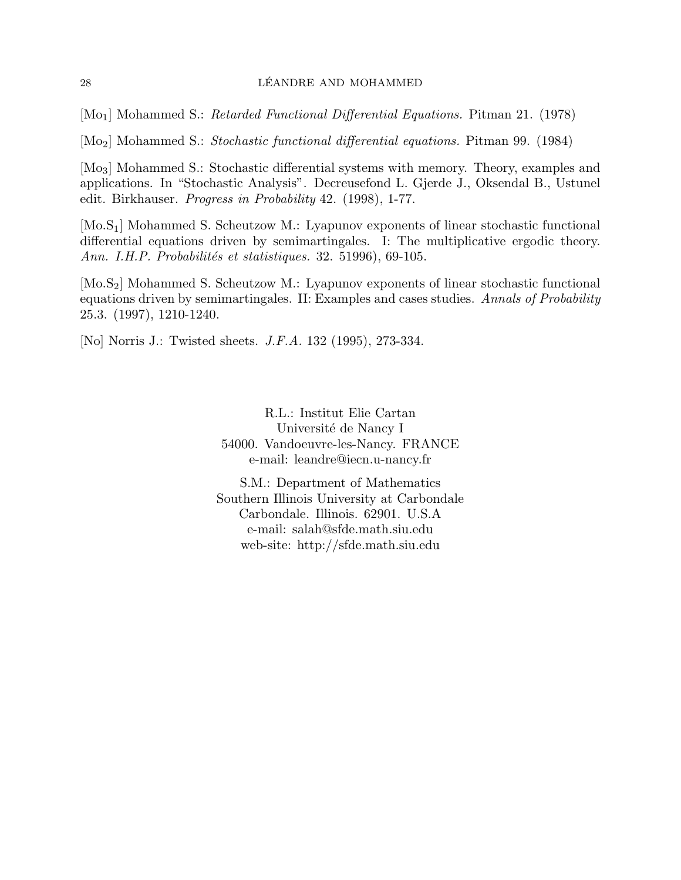[$\text{Mo}_1$] Mohammed S.: *Retarded Functional Differential Equations.* Pitman 21. (1978)

[$\text{Mo}_2$] Mohammed S.: *Stochastic functional differential equations.* Pitman 99. (1984)

[$\text{Mo}_3$] Mohammed S.: Stochastic differential systems with memory. Theory, examples and applications. In "Stochastic Analysis". Decreusefond L. Gjerde J., Oksendal B., Ustunel edit. Birkhauser. *Progress in Probability* 42. (1998), 1-77.

[$\text{Mo.S}_1$] Mohammed S. Scheutzow M.: Lyapunov exponents of linear stochastic functional differential equations driven by semimartingales. I: The multiplicative ergodic theory. *Ann. I.H.P. Probabilités et statistiques.* 32. 51996), 69-105.

[$\text{Mo.S}_2$] Mohammed S. Scheutzow M.: Lyapunov exponents of linear stochastic functional equations driven by semimartingales. II: Examples and cases studies. *Annals of Probability* 25.3. (1997), 1210-1240.

[No] Norris J.: Twisted sheets. *J.F.A.* 132 (1995), 273-334.

R.L.: Institut Elie Cartan
Université de Nancy I
54000. Vandoeuvre-les-Nancy. FRANCE
e-mail: leandre@iecn.u-nancy.fr

S.M.: Department of Mathematics
Southern Illinois University at Carbondale
Carbondale. Illinois. 62901. U.S.A
e-mail: salah@sfde.math.siu.edu
web-site: http://sfde.math.siu.edu